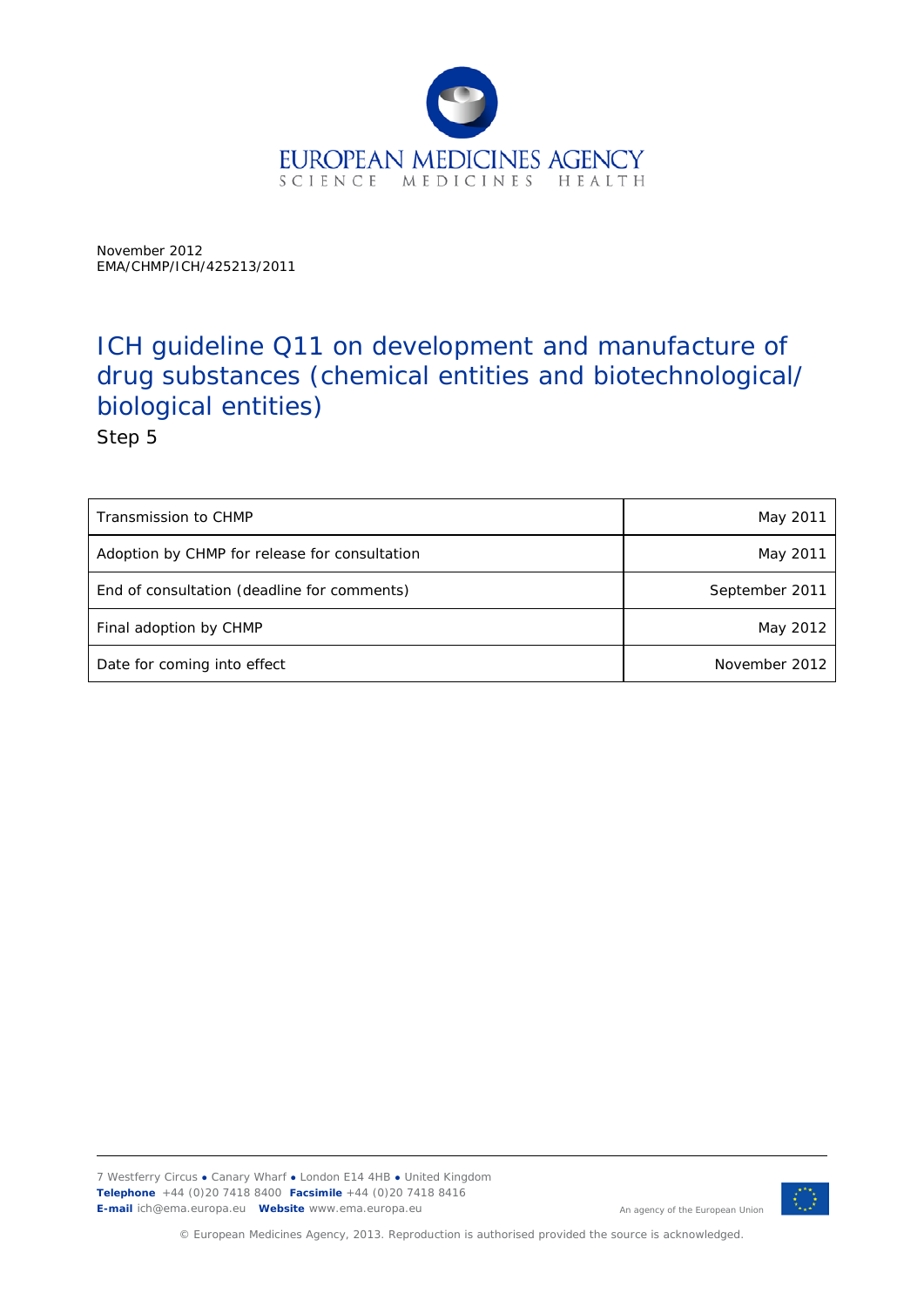EUROPEAN MEDICINES AGENCY
SCIENCE MEDICINES HEALTH

November 2012
EMA/CHMP/ICH/425213/2011

# ICH guideline Q11 on development and manufacture of drug substances (chemical entities and biotechnological/ biological entities)

Step 5

| | |
|---|---|
| Transmission to CHMP | May 2011 |
| Adoption by CHMP for release for consultation | May 2011 |
| End of consultation (deadline for comments) | September 2011 |
| Final adoption by CHMP | May 2012 |
| Date for coming into effect | November 2012 |

7 Westferry Circus ● Canary Wharf ● London E14 4HB ● United Kingdom
**Telephone** +44 (0)20 7418 8400 **Facsimile** +44 (0)20 7418 8416
**E-mail** ich@ema.europa.eu **Website** www.ema.europa.eu

An agency of the European Union

© European Medicines Agency, 2013. Reproduction is authorised provided the source is acknowledged.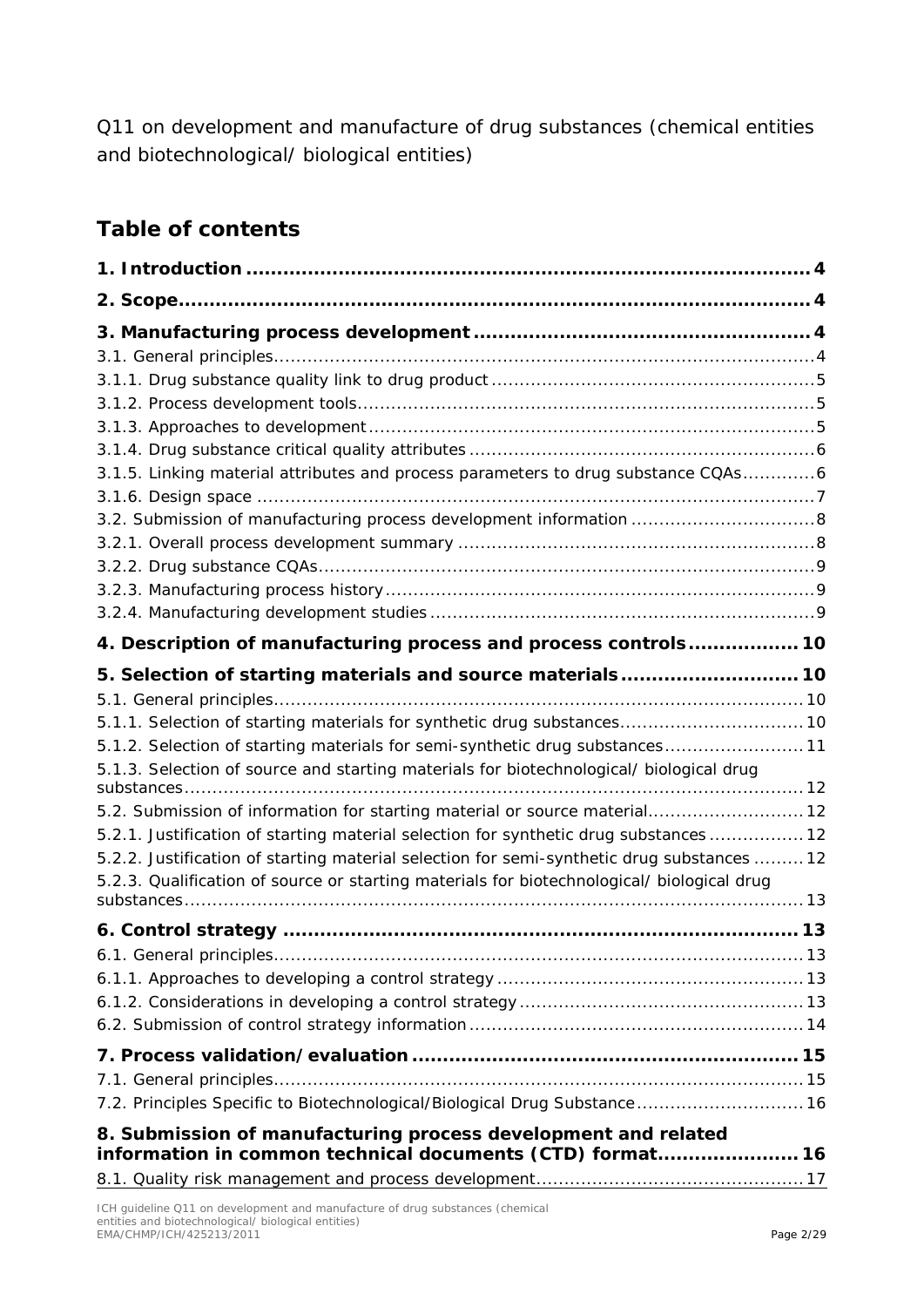Q11 on development and manufacture of drug substances (chemical entities and biotechnological/ biological entities)

## Table of contents

**1. Introduction** ..... 4

**2. Scope** ..... 4

**3. Manufacturing process development** ..... 4

3.1. General principles ..... 4

3.1.1. Drug substance quality link to drug product ..... 5

3.1.2. Process development tools ..... 5

3.1.3. Approaches to development ..... 5

3.1.4. Drug substance critical quality attributes ..... 6

3.1.5. Linking material attributes and process parameters to drug substance CQAs ..... 6

3.1.6. Design space ..... 7

3.2. Submission of manufacturing process development information ..... 8

3.2.1. Overall process development summary ..... 8

3.2.2. Drug substance CQAs ..... 9

3.2.3. Manufacturing process history ..... 9

3.2.4. Manufacturing development studies ..... 9

**4. Description of manufacturing process and process controls** ..... 10

**5. Selection of starting materials and source materials** ..... 10

5.1. General principles ..... 10

5.1.1. Selection of starting materials for synthetic drug substances ..... 10

5.1.2. Selection of starting materials for semi-synthetic drug substances ..... 11

5.1.3. Selection of source and starting materials for biotechnological/ biological drug substances ..... 12

5.2. Submission of information for starting material or source material ..... 12

5.2.1. Justification of starting material selection for synthetic drug substances ..... 12

5.2.2. Justification of starting material selection for semi-synthetic drug substances ..... 12

5.2.3. Qualification of source or starting materials for biotechnological/ biological drug substances ..... 13

**6. Control strategy** ..... 13

6.1. General principles ..... 13

6.1.1. Approaches to developing a control strategy ..... 13

6.1.2. Considerations in developing a control strategy ..... 13

6.2. Submission of control strategy information ..... 14

**7. Process validation/ evaluation** ..... 15

7.1. General principles ..... 15

7.2. Principles Specific to Biotechnological/Biological Drug Substance ..... 16

**8. Submission of manufacturing process development and related information in common technical documents (CTD) format** ..... 16

8.1. Quality risk management and process development ..... 17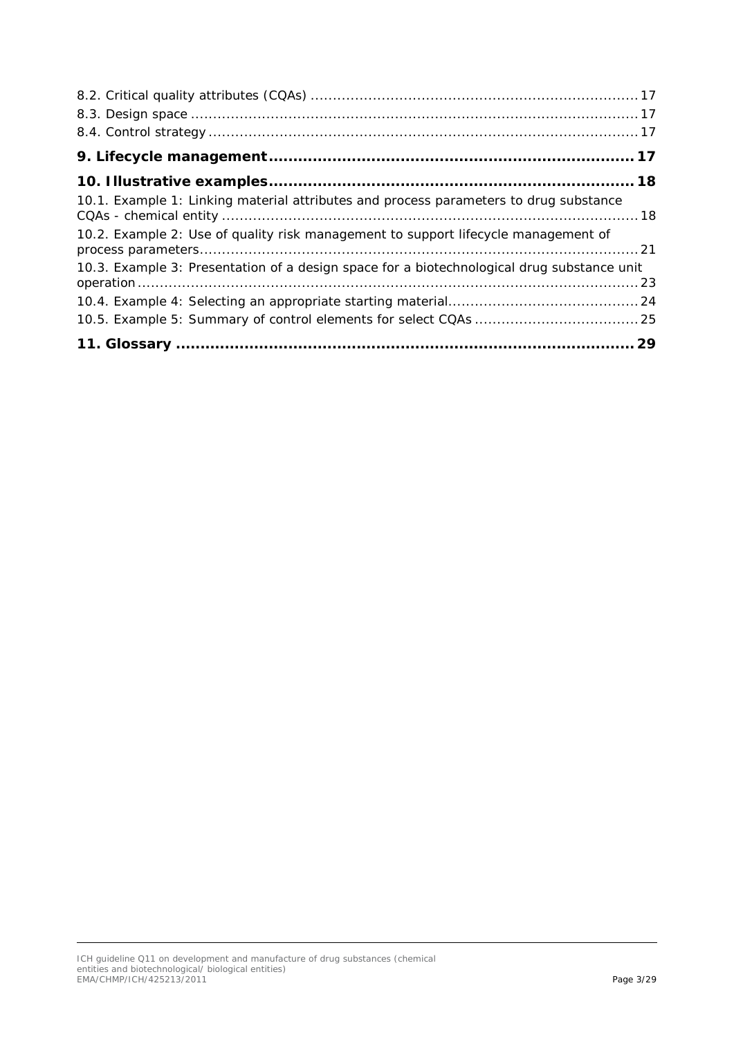8.2. Critical quality attributes (CQAs) ........................................................................ 17

8.3. Design space ................................................................................................... 17

8.4. Control strategy ............................................................................................... 17

**9. Lifecycle management ........................................................................ 17**

**10. Illustrative examples ........................................................................ 18**

10.1. Example 1: Linking material attributes and process parameters to drug substance CQAs - chemical entity ............................................................................................ 18

10.2. Example 2: Use of quality risk management to support lifecycle management of process parameters ................................................................................................. 21

10.3. Example 3: Presentation of a design space for a biotechnological drug substance unit operation ................................................................................................................ 23

10.4. Example 4: Selecting an appropriate starting material ......................................... 24

10.5. Example 5: Summary of control elements for select CQAs .................................... 25

**11. Glossary ........................................................................................... 29**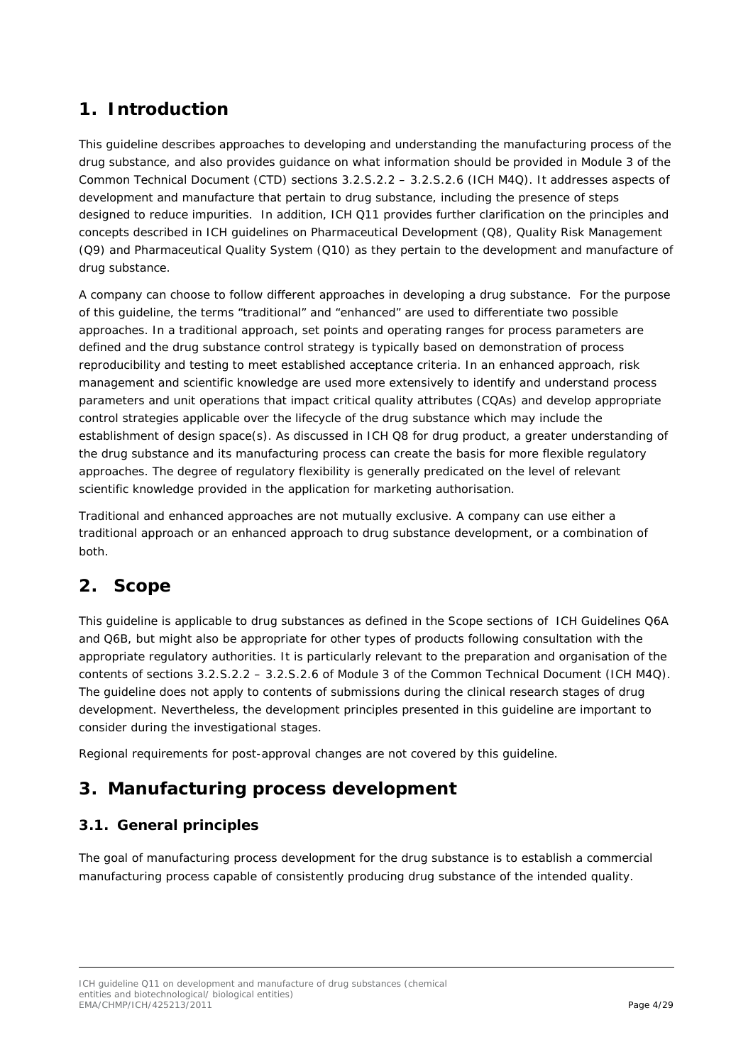# 1. Introduction

This guideline describes approaches to developing and understanding the manufacturing process of the drug substance, and also provides guidance on what information should be provided in Module 3 of the Common Technical Document (CTD) sections 3.2.S.2.2 – 3.2.S.2.6 (ICH M4Q). It addresses aspects of development and manufacture that pertain to drug substance, including the presence of steps designed to reduce impurities. In addition, ICH Q11 provides further clarification on the principles and concepts described in ICH guidelines on Pharmaceutical Development (Q8), Quality Risk Management (Q9) and Pharmaceutical Quality System (Q10) as they pertain to the development and manufacture of drug substance.

A company can choose to follow different approaches in developing a drug substance. For the purpose of this guideline, the terms "traditional" and "enhanced" are used to differentiate two possible approaches. In a traditional approach, set points and operating ranges for process parameters are defined and the drug substance control strategy is typically based on demonstration of process reproducibility and testing to meet established acceptance criteria. In an enhanced approach, risk management and scientific knowledge are used more extensively to identify and understand process parameters and unit operations that impact critical quality attributes (CQAs) and develop appropriate control strategies applicable over the lifecycle of the drug substance which may include the establishment of design space(s). As discussed in ICH Q8 for drug product, a greater understanding of the drug substance and its manufacturing process can create the basis for more flexible regulatory approaches. The degree of regulatory flexibility is generally predicated on the level of relevant scientific knowledge provided in the application for marketing authorisation.

Traditional and enhanced approaches are not mutually exclusive. A company can use either a traditional approach or an enhanced approach to drug substance development, or a combination of both.

# 2. Scope

This guideline is applicable to drug substances as defined in the Scope sections of ICH Guidelines Q6A and Q6B, but might also be appropriate for other types of products following consultation with the appropriate regulatory authorities. It is particularly relevant to the preparation and organisation of the contents of sections 3.2.S.2.2 – 3.2.S.2.6 of Module 3 of the Common Technical Document (ICH M4Q). The guideline does not apply to contents of submissions during the clinical research stages of drug development. Nevertheless, the development principles presented in this guideline are important to consider during the investigational stages.

Regional requirements for post-approval changes are not covered by this guideline.

# 3. Manufacturing process development

## 3.1. General principles

The goal of manufacturing process development for the drug substance is to establish a commercial manufacturing process capable of consistently producing drug substance of the intended quality.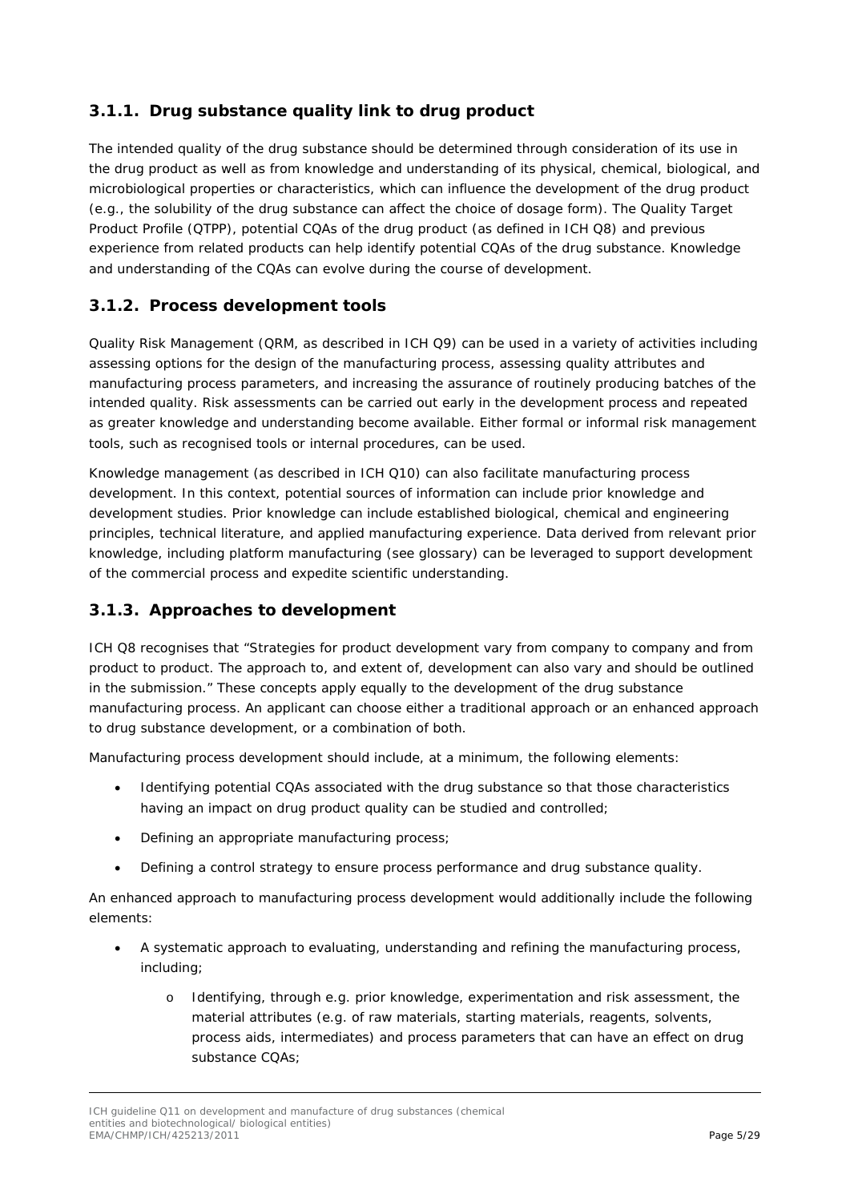### 3.1.1. Drug substance quality link to drug product

The intended quality of the drug substance should be determined through consideration of its use in the drug product as well as from knowledge and understanding of its physical, chemical, biological, and microbiological properties or characteristics, which can influence the development of the drug product (e.g., the solubility of the drug substance can affect the choice of dosage form). The Quality Target Product Profile (QTPP), potential CQAs of the drug product (as defined in ICH Q8) and previous experience from related products can help identify potential CQAs of the drug substance. Knowledge and understanding of the CQAs can evolve during the course of development.

### 3.1.2. Process development tools

Quality Risk Management (QRM, as described in ICH Q9) can be used in a variety of activities including assessing options for the design of the manufacturing process, assessing quality attributes and manufacturing process parameters, and increasing the assurance of routinely producing batches of the intended quality. Risk assessments can be carried out early in the development process and repeated as greater knowledge and understanding become available. Either formal or informal risk management tools, such as recognised tools or internal procedures, can be used.

Knowledge management (as described in ICH Q10) can also facilitate manufacturing process development. In this context, potential sources of information can include prior knowledge and development studies. Prior knowledge can include established biological, chemical and engineering principles, technical literature, and applied manufacturing experience. Data derived from relevant prior knowledge, including platform manufacturing (see glossary) can be leveraged to support development of the commercial process and expedite scientific understanding.

### 3.1.3. Approaches to development

ICH Q8 recognises that "Strategies for product development vary from company to company and from product to product. The approach to, and extent of, development can also vary and should be outlined in the submission." These concepts apply equally to the development of the drug substance manufacturing process. An applicant can choose either a traditional approach or an enhanced approach to drug substance development, or a combination of both.

Manufacturing process development should include, at a minimum, the following elements:

- Identifying potential CQAs associated with the drug substance so that those characteristics having an impact on drug product quality can be studied and controlled;
- Defining an appropriate manufacturing process;
- Defining a control strategy to ensure process performance and drug substance quality.

An enhanced approach to manufacturing process development would additionally include the following elements:

- A systematic approach to evaluating, understanding and refining the manufacturing process, including;
  - Identifying, through e.g. prior knowledge, experimentation and risk assessment, the material attributes (e.g. of raw materials, starting materials, reagents, solvents, process aids, intermediates) and process parameters that can have an effect on drug substance CQAs;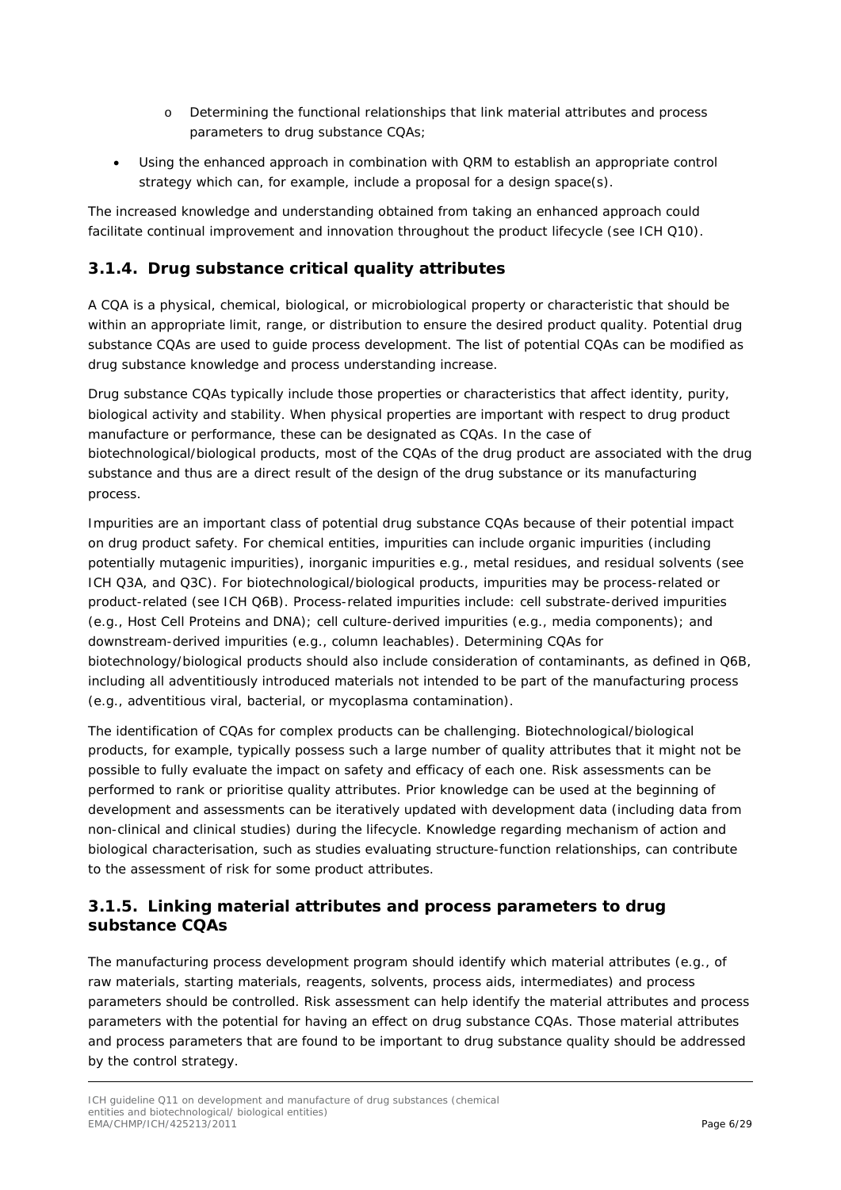- Determining the functional relationships that link material attributes and process parameters to drug substance CQAs;
- Using the enhanced approach in combination with QRM to establish an appropriate control strategy which can, for example, include a proposal for a design space(s).

The increased knowledge and understanding obtained from taking an enhanced approach could facilitate continual improvement and innovation throughout the product lifecycle (see ICH Q10).

### 3.1.4. Drug substance critical quality attributes

A CQA is a physical, chemical, biological, or microbiological property or characteristic that should be within an appropriate limit, range, or distribution to ensure the desired product quality. Potential drug substance CQAs are used to guide process development. The list of potential CQAs can be modified as drug substance knowledge and process understanding increase.

Drug substance CQAs typically include those properties or characteristics that affect identity, purity, biological activity and stability. When physical properties are important with respect to drug product manufacture or performance, these can be designated as CQAs. In the case of biotechnological/biological products, most of the CQAs of the drug product are associated with the drug substance and thus are a direct result of the design of the drug substance or its manufacturing process.

Impurities are an important class of potential drug substance CQAs because of their potential impact on drug product safety. For chemical entities, impurities can include organic impurities (including potentially mutagenic impurities), inorganic impurities e.g., metal residues, and residual solvents (see ICH Q3A, and Q3C). For biotechnological/biological products, impurities may be process-related or product-related (see ICH Q6B). Process-related impurities include: cell substrate-derived impurities (e.g., Host Cell Proteins and DNA); cell culture-derived impurities (e.g., media components); and downstream-derived impurities (e.g., column leachables). Determining CQAs for biotechnology/biological products should also include consideration of contaminants, as defined in Q6B, including all adventitiously introduced materials not intended to be part of the manufacturing process (e.g., adventitious viral, bacterial, or mycoplasma contamination).

The identification of CQAs for complex products can be challenging. Biotechnological/biological products, for example, typically possess such a large number of quality attributes that it might not be possible to fully evaluate the impact on safety and efficacy of each one. Risk assessments can be performed to rank or prioritise quality attributes. Prior knowledge can be used at the beginning of development and assessments can be iteratively updated with development data (including data from non-clinical and clinical studies) during the lifecycle. Knowledge regarding mechanism of action and biological characterisation, such as studies evaluating structure-function relationships, can contribute to the assessment of risk for some product attributes.

### 3.1.5. Linking material attributes and process parameters to drug substance CQAs

The manufacturing process development program should identify which material attributes (e.g., of raw materials, starting materials, reagents, solvents, process aids, intermediates) and process parameters should be controlled. Risk assessment can help identify the material attributes and process parameters with the potential for having an effect on drug substance CQAs. Those material attributes and process parameters that are found to be important to drug substance quality should be addressed by the control strategy.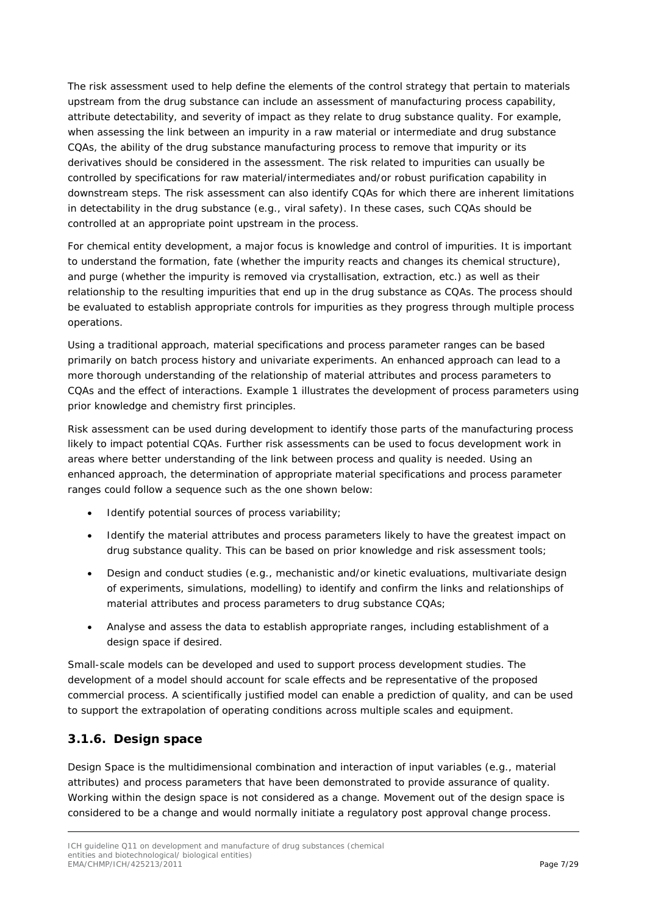The risk assessment used to help define the elements of the control strategy that pertain to materials upstream from the drug substance can include an assessment of manufacturing process capability, attribute detectability, and severity of impact as they relate to drug substance quality. For example, when assessing the link between an impurity in a raw material or intermediate and drug substance CQAs, the ability of the drug substance manufacturing process to remove that impurity or its derivatives should be considered in the assessment. The risk related to impurities can usually be controlled by specifications for raw material/intermediates and/or robust purification capability in downstream steps. The risk assessment can also identify CQAs for which there are inherent limitations in detectability in the drug substance (e.g., viral safety). In these cases, such CQAs should be controlled at an appropriate point upstream in the process.

For chemical entity development, a major focus is knowledge and control of impurities. It is important to understand the formation, fate (whether the impurity reacts and changes its chemical structure), and purge (whether the impurity is removed via crystallisation, extraction, etc.) as well as their relationship to the resulting impurities that end up in the drug substance as CQAs. The process should be evaluated to establish appropriate controls for impurities as they progress through multiple process operations.

Using a traditional approach, material specifications and process parameter ranges can be based primarily on batch process history and univariate experiments. An enhanced approach can lead to a more thorough understanding of the relationship of material attributes and process parameters to CQAs and the effect of interactions. Example 1 illustrates the development of process parameters using prior knowledge and chemistry first principles.

Risk assessment can be used during development to identify those parts of the manufacturing process likely to impact potential CQAs. Further risk assessments can be used to focus development work in areas where better understanding of the link between process and quality is needed. Using an enhanced approach, the determination of appropriate material specifications and process parameter ranges could follow a sequence such as the one shown below:

- Identify potential sources of process variability;
- Identify the material attributes and process parameters likely to have the greatest impact on drug substance quality. This can be based on prior knowledge and risk assessment tools;
- Design and conduct studies (e.g., mechanistic and/or kinetic evaluations, multivariate design of experiments, simulations, modelling) to identify and confirm the links and relationships of material attributes and process parameters to drug substance CQAs;
- Analyse and assess the data to establish appropriate ranges, including establishment of a design space if desired.

Small-scale models can be developed and used to support process development studies. The development of a model should account for scale effects and be representative of the proposed commercial process. A scientifically justified model can enable a prediction of quality, and can be used to support the extrapolation of operating conditions across multiple scales and equipment.

### 3.1.6. Design space

Design Space is the multidimensional combination and interaction of input variables (e.g., material attributes) and process parameters that have been demonstrated to provide assurance of quality. Working within the design space is not considered as a change. Movement out of the design space is considered to be a change and would normally initiate a regulatory post approval change process.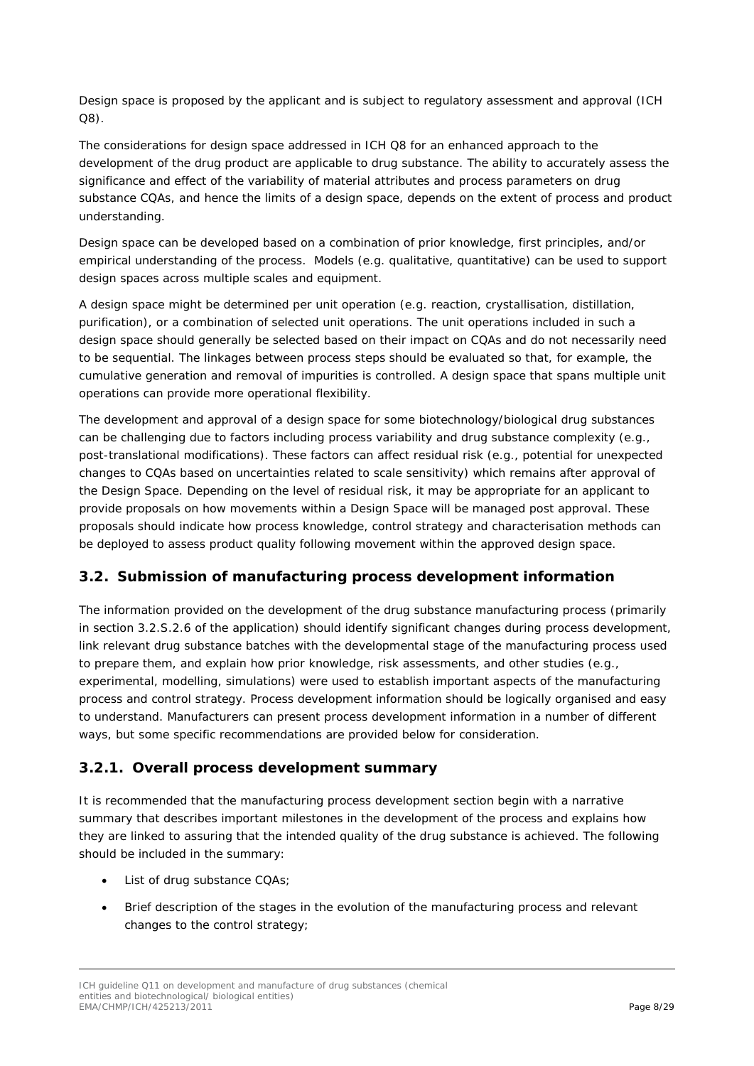Design space is proposed by the applicant and is subject to regulatory assessment and approval (ICH Q8).

The considerations for design space addressed in ICH Q8 for an enhanced approach to the development of the drug product are applicable to drug substance. The ability to accurately assess the significance and effect of the variability of material attributes and process parameters on drug substance CQAs, and hence the limits of a design space, depends on the extent of process and product understanding.

Design space can be developed based on a combination of prior knowledge, first principles, and/or empirical understanding of the process. Models (e.g. qualitative, quantitative) can be used to support design spaces across multiple scales and equipment.

A design space might be determined per unit operation (e.g. reaction, crystallisation, distillation, purification), or a combination of selected unit operations. The unit operations included in such a design space should generally be selected based on their impact on CQAs and do not necessarily need to be sequential. The linkages between process steps should be evaluated so that, for example, the cumulative generation and removal of impurities is controlled. A design space that spans multiple unit operations can provide more operational flexibility.

The development and approval of a design space for some biotechnology/biological drug substances can be challenging due to factors including process variability and drug substance complexity (e.g., post-translational modifications). These factors can affect residual risk (e.g., potential for unexpected changes to CQAs based on uncertainties related to scale sensitivity) which remains after approval of the Design Space. Depending on the level of residual risk, it may be appropriate for an applicant to provide proposals on how movements within a Design Space will be managed post approval. These proposals should indicate how process knowledge, control strategy and characterisation methods can be deployed to assess product quality following movement within the approved design space.

## 3.2. Submission of manufacturing process development information

The information provided on the development of the drug substance manufacturing process (primarily in section 3.2.S.2.6 of the application) should identify significant changes during process development, link relevant drug substance batches with the developmental stage of the manufacturing process used to prepare them, and explain how prior knowledge, risk assessments, and other studies (e.g., experimental, modelling, simulations) were used to establish important aspects of the manufacturing process and control strategy. Process development information should be logically organised and easy to understand. Manufacturers can present process development information in a number of different ways, but some specific recommendations are provided below for consideration.

### 3.2.1. Overall process development summary

It is recommended that the manufacturing process development section begin with a narrative summary that describes important milestones in the development of the process and explains how they are linked to assuring that the intended quality of the drug substance is achieved. The following should be included in the summary:

- List of drug substance CQAs;
- Brief description of the stages in the evolution of the manufacturing process and relevant changes to the control strategy;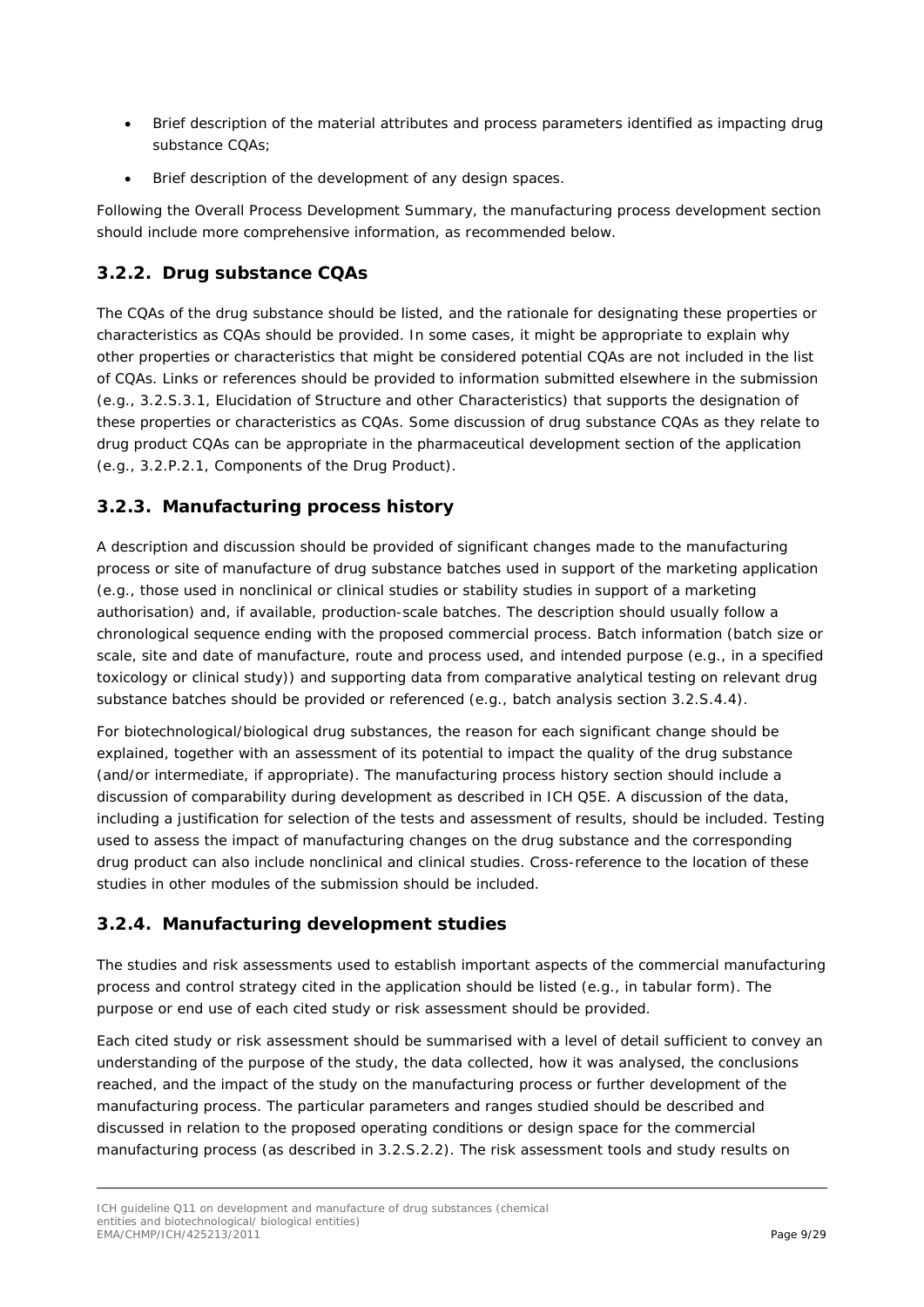- Brief description of the material attributes and process parameters identified as impacting drug substance CQAs;
- Brief description of the development of any design spaces.

Following the Overall Process Development Summary, the manufacturing process development section should include more comprehensive information, as recommended below.

## 3.2.2. Drug substance CQAs

The CQAs of the drug substance should be listed, and the rationale for designating these properties or characteristics as CQAs should be provided. In some cases, it might be appropriate to explain why other properties or characteristics that might be considered potential CQAs are not included in the list of CQAs. Links or references should be provided to information submitted elsewhere in the submission (e.g., 3.2.S.3.1, Elucidation of Structure and other Characteristics) that supports the designation of these properties or characteristics as CQAs. Some discussion of drug substance CQAs as they relate to drug product CQAs can be appropriate in the pharmaceutical development section of the application (e.g., 3.2.P.2.1, Components of the Drug Product).

## 3.2.3. Manufacturing process history

A description and discussion should be provided of significant changes made to the manufacturing process or site of manufacture of drug substance batches used in support of the marketing application (e.g., those used in nonclinical or clinical studies or stability studies in support of a marketing authorisation) and, if available, production-scale batches. The description should usually follow a chronological sequence ending with the proposed commercial process. Batch information (batch size or scale, site and date of manufacture, route and process used, and intended purpose (e.g., in a specified toxicology or clinical study)) and supporting data from comparative analytical testing on relevant drug substance batches should be provided or referenced (e.g., batch analysis section 3.2.S.4.4).

For biotechnological/biological drug substances, the reason for each significant change should be explained, together with an assessment of its potential to impact the quality of the drug substance (and/or intermediate, if appropriate). The manufacturing process history section should include a discussion of comparability during development as described in ICH Q5E. A discussion of the data, including a justification for selection of the tests and assessment of results, should be included. Testing used to assess the impact of manufacturing changes on the drug substance and the corresponding drug product can also include nonclinical and clinical studies. Cross-reference to the location of these studies in other modules of the submission should be included.

## 3.2.4. Manufacturing development studies

The studies and risk assessments used to establish important aspects of the commercial manufacturing process and control strategy cited in the application should be listed (e.g., in tabular form). The purpose or end use of each cited study or risk assessment should be provided.

Each cited study or risk assessment should be summarised with a level of detail sufficient to convey an understanding of the purpose of the study, the data collected, how it was analysed, the conclusions reached, and the impact of the study on the manufacturing process or further development of the manufacturing process. The particular parameters and ranges studied should be described and discussed in relation to the proposed operating conditions or design space for the commercial manufacturing process (as described in 3.2.S.2.2). The risk assessment tools and study results on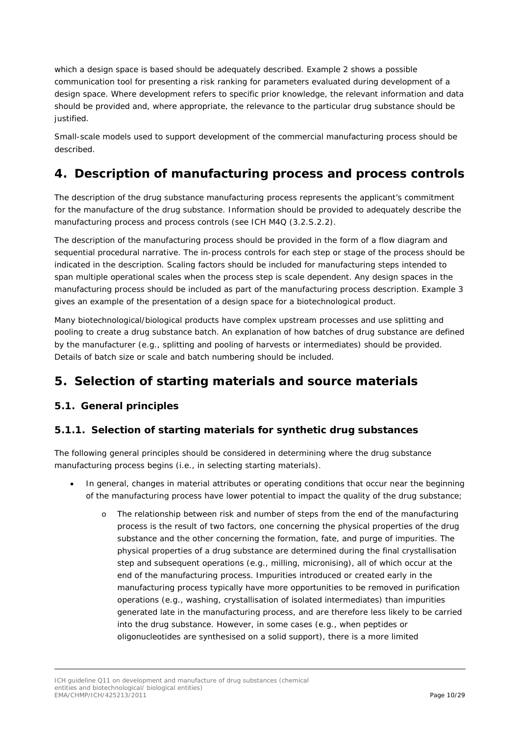which a design space is based should be adequately described. Example 2 shows a possible communication tool for presenting a risk ranking for parameters evaluated during development of a design space. Where development refers to specific prior knowledge, the relevant information and data should be provided and, where appropriate, the relevance to the particular drug substance should be justified.

Small-scale models used to support development of the commercial manufacturing process should be described.

# 4. Description of manufacturing process and process controls

The description of the drug substance manufacturing process represents the applicant's commitment for the manufacture of the drug substance. Information should be provided to adequately describe the manufacturing process and process controls (see ICH M4Q (3.2.S.2.2).

The description of the manufacturing process should be provided in the form of a flow diagram and sequential procedural narrative. The in-process controls for each step or stage of the process should be indicated in the description. Scaling factors should be included for manufacturing steps intended to span multiple operational scales when the process step is scale dependent. Any design spaces in the manufacturing process should be included as part of the manufacturing process description. Example 3 gives an example of the presentation of a design space for a biotechnological product.

Many biotechnological/biological products have complex upstream processes and use splitting and pooling to create a drug substance batch. An explanation of how batches of drug substance are defined by the manufacturer (e.g., splitting and pooling of harvests or intermediates) should be provided. Details of batch size or scale and batch numbering should be included.

# 5. Selection of starting materials and source materials

## 5.1. General principles

### 5.1.1. Selection of starting materials for synthetic drug substances

The following general principles should be considered in determining where the drug substance manufacturing process begins (i.e., in selecting starting materials).

- In general, changes in material attributes or operating conditions that occur near the beginning of the manufacturing process have lower potential to impact the quality of the drug substance;
    - The relationship between risk and number of steps from the end of the manufacturing process is the result of two factors, one concerning the physical properties of the drug substance and the other concerning the formation, fate, and purge of impurities. The physical properties of a drug substance are determined during the final crystallisation step and subsequent operations (e.g., milling, micronising), all of which occur at the end of the manufacturing process. Impurities introduced or created early in the manufacturing process typically have more opportunities to be removed in purification operations (e.g., washing, crystallisation of isolated intermediates) than impurities generated late in the manufacturing process, and are therefore less likely to be carried into the drug substance. However, in some cases (e.g., when peptides or oligonucleotides are synthesised on a solid support), there is a more limited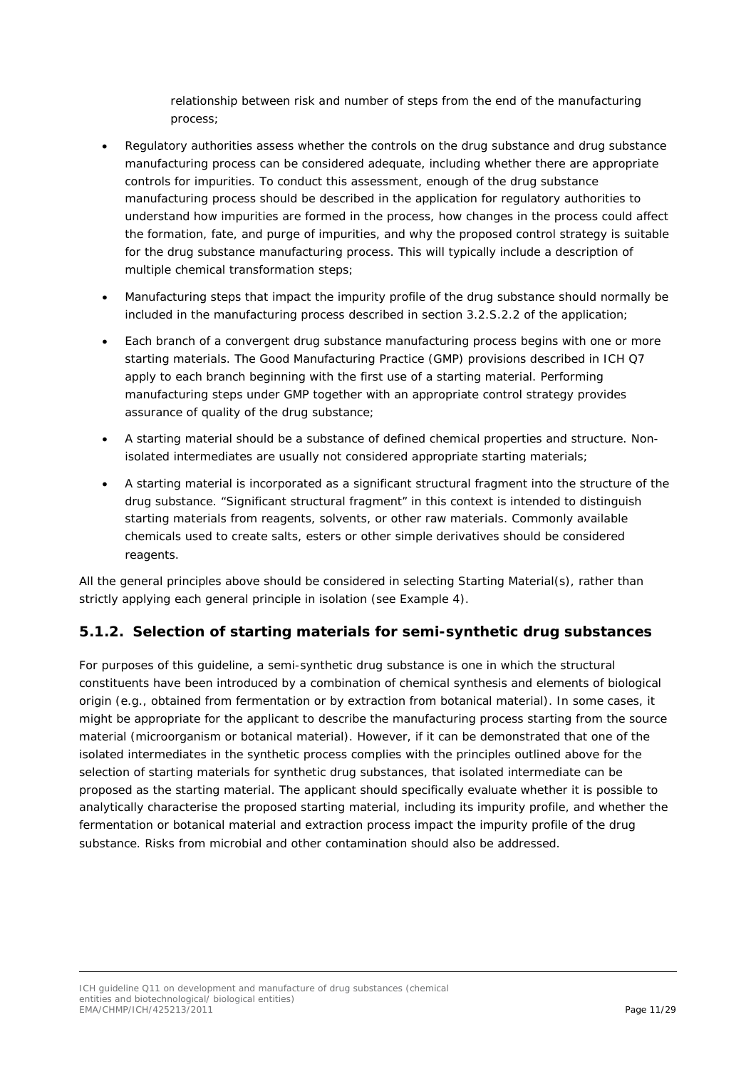relationship between risk and number of steps from the end of the manufacturing process;

- Regulatory authorities assess whether the controls on the drug substance and drug substance manufacturing process can be considered adequate, including whether there are appropriate controls for impurities. To conduct this assessment, enough of the drug substance manufacturing process should be described in the application for regulatory authorities to understand how impurities are formed in the process, how changes in the process could affect the formation, fate, and purge of impurities, and why the proposed control strategy is suitable for the drug substance manufacturing process. This will typically include a description of multiple chemical transformation steps;
- Manufacturing steps that impact the impurity profile of the drug substance should normally be included in the manufacturing process described in section 3.2.S.2.2 of the application;
- Each branch of a convergent drug substance manufacturing process begins with one or more starting materials. The Good Manufacturing Practice (GMP) provisions described in ICH Q7 apply to each branch beginning with the first use of a starting material. Performing manufacturing steps under GMP together with an appropriate control strategy provides assurance of quality of the drug substance;
- A starting material should be a substance of defined chemical properties and structure. Non-isolated intermediates are usually not considered appropriate starting materials;
- A starting material is incorporated as a significant structural fragment into the structure of the drug substance. "Significant structural fragment" in this context is intended to distinguish starting materials from reagents, solvents, or other raw materials. Commonly available chemicals used to create salts, esters or other simple derivatives should be considered reagents.

All the general principles above should be considered in selecting Starting Material(s), rather than strictly applying each general principle in isolation (see Example 4).

## 5.1.2. Selection of starting materials for semi-synthetic drug substances

For purposes of this guideline, a semi-synthetic drug substance is one in which the structural constituents have been introduced by a combination of chemical synthesis and elements of biological origin (e.g., obtained from fermentation or by extraction from botanical material). In some cases, it might be appropriate for the applicant to describe the manufacturing process starting from the source material (microorganism or botanical material). However, if it can be demonstrated that one of the isolated intermediates in the synthetic process complies with the principles outlined above for the selection of starting materials for synthetic drug substances, that isolated intermediate can be proposed as the starting material. The applicant should specifically evaluate whether it is possible to analytically characterise the proposed starting material, including its impurity profile, and whether the fermentation or botanical material and extraction process impact the impurity profile of the drug substance. Risks from microbial and other contamination should also be addressed.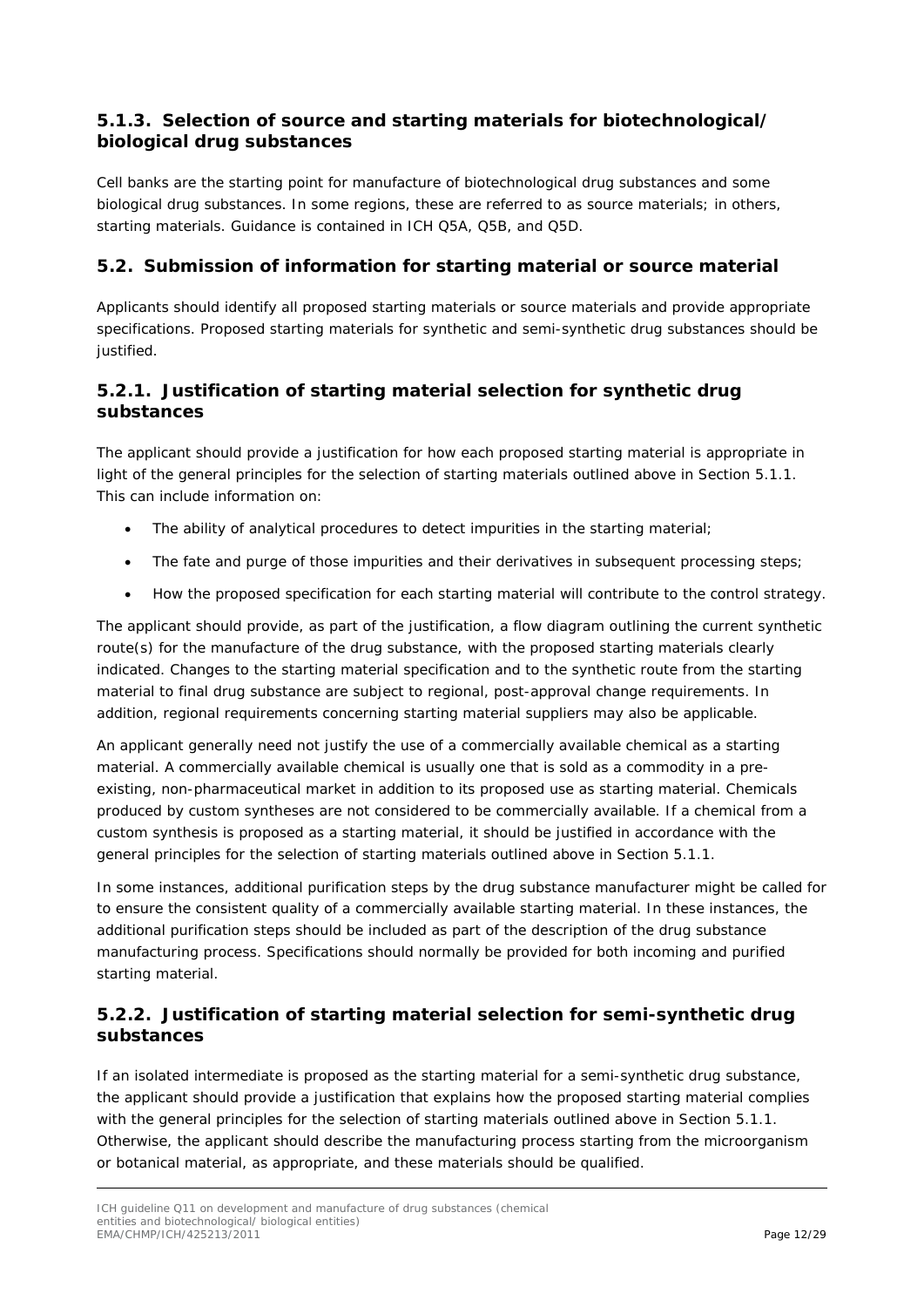### 5.1.3. Selection of source and starting materials for biotechnological/ biological drug substances

Cell banks are the starting point for manufacture of biotechnological drug substances and some biological drug substances. In some regions, these are referred to as source materials; in others, starting materials. Guidance is contained in ICH Q5A, Q5B, and Q5D.

## 5.2. Submission of information for starting material or source material

Applicants should identify all proposed starting materials or source materials and provide appropriate specifications. Proposed starting materials for synthetic and semi-synthetic drug substances should be justified.

### 5.2.1. Justification of starting material selection for synthetic drug substances

The applicant should provide a justification for how each proposed starting material is appropriate in light of the general principles for the selection of starting materials outlined above in Section 5.1.1. This can include information on:

- The ability of analytical procedures to detect impurities in the starting material;
- The fate and purge of those impurities and their derivatives in subsequent processing steps;
- How the proposed specification for each starting material will contribute to the control strategy.

The applicant should provide, as part of the justification, a flow diagram outlining the current synthetic route(s) for the manufacture of the drug substance, with the proposed starting materials clearly indicated. Changes to the starting material specification and to the synthetic route from the starting material to final drug substance are subject to regional, post-approval change requirements. In addition, regional requirements concerning starting material suppliers may also be applicable.

An applicant generally need not justify the use of a commercially available chemical as a starting material. A commercially available chemical is usually one that is sold as a commodity in a pre-existing, non-pharmaceutical market in addition to its proposed use as starting material. Chemicals produced by custom syntheses are not considered to be commercially available. If a chemical from a custom synthesis is proposed as a starting material, it should be justified in accordance with the general principles for the selection of starting materials outlined above in Section 5.1.1.

In some instances, additional purification steps by the drug substance manufacturer might be called for to ensure the consistent quality of a commercially available starting material. In these instances, the additional purification steps should be included as part of the description of the drug substance manufacturing process. Specifications should normally be provided for both incoming and purified starting material.

### 5.2.2. Justification of starting material selection for semi-synthetic drug substances

If an isolated intermediate is proposed as the starting material for a semi-synthetic drug substance, the applicant should provide a justification that explains how the proposed starting material complies with the general principles for the selection of starting materials outlined above in Section 5.1.1. Otherwise, the applicant should describe the manufacturing process starting from the microorganism or botanical material, as appropriate, and these materials should be qualified.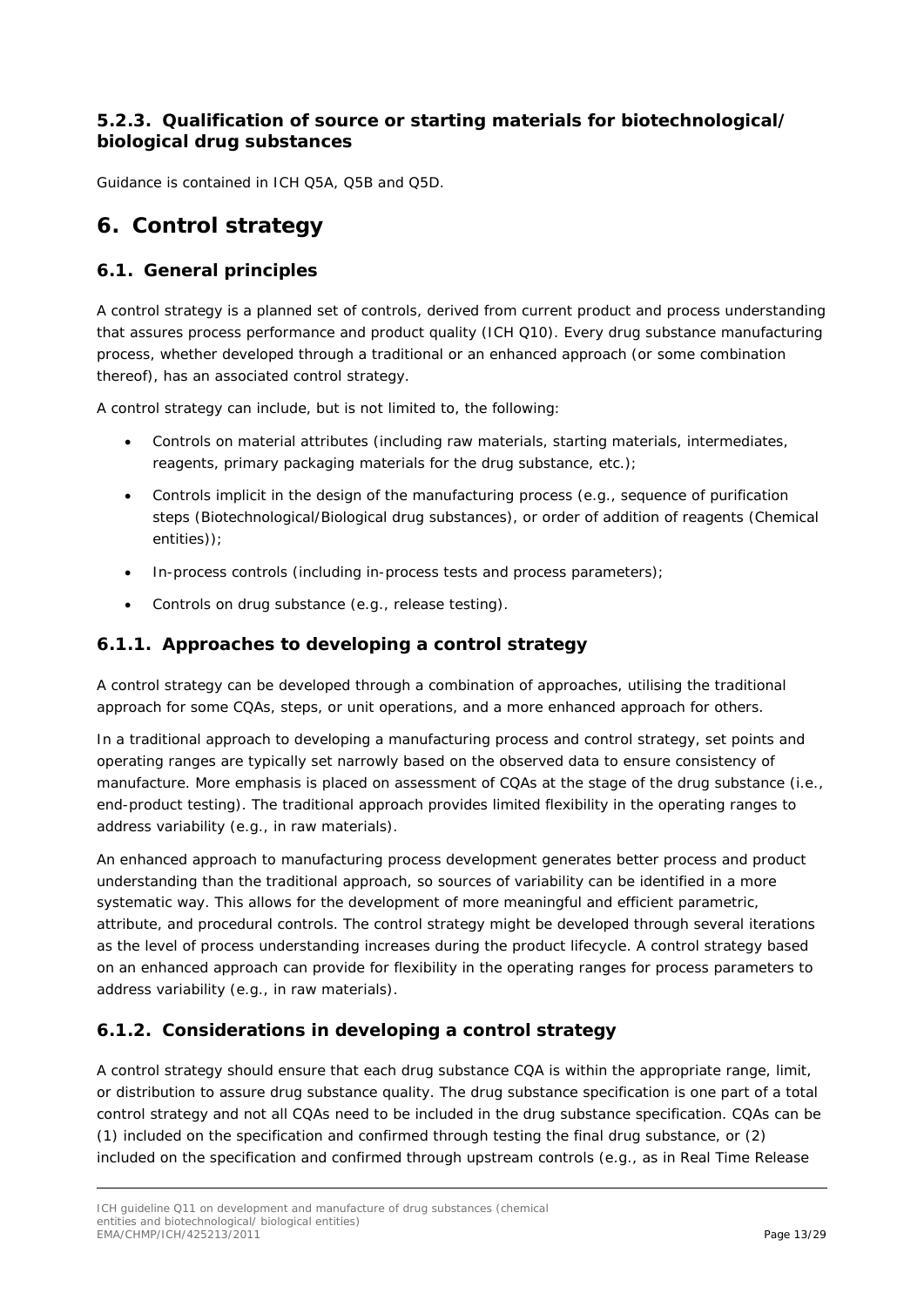### 5.2.3. Qualification of source or starting materials for biotechnological/ biological drug substances

Guidance is contained in ICH Q5A, Q5B and Q5D.

## 6. Control strategy

### 6.1. General principles

A control strategy is a planned set of controls, derived from current product and process understanding that assures process performance and product quality (ICH Q10). Every drug substance manufacturing process, whether developed through a traditional or an enhanced approach (or some combination thereof), has an associated control strategy.

A control strategy can include, but is not limited to, the following:

- Controls on material attributes (including raw materials, starting materials, intermediates, reagents, primary packaging materials for the drug substance, etc.);
- Controls implicit in the design of the manufacturing process (e.g., sequence of purification steps (Biotechnological/Biological drug substances), or order of addition of reagents (Chemical entities));
- In-process controls (including in-process tests and process parameters);
- Controls on drug substance (e.g., release testing).

### 6.1.1. Approaches to developing a control strategy

A control strategy can be developed through a combination of approaches, utilising the traditional approach for some CQAs, steps, or unit operations, and a more enhanced approach for others.

In a traditional approach to developing a manufacturing process and control strategy, set points and operating ranges are typically set narrowly based on the observed data to ensure consistency of manufacture. More emphasis is placed on assessment of CQAs at the stage of the drug substance (i.e., end-product testing). The traditional approach provides limited flexibility in the operating ranges to address variability (e.g., in raw materials).

An enhanced approach to manufacturing process development generates better process and product understanding than the traditional approach, so sources of variability can be identified in a more systematic way. This allows for the development of more meaningful and efficient parametric, attribute, and procedural controls. The control strategy might be developed through several iterations as the level of process understanding increases during the product lifecycle. A control strategy based on an enhanced approach can provide for flexibility in the operating ranges for process parameters to address variability (e.g., in raw materials).

### 6.1.2. Considerations in developing a control strategy

A control strategy should ensure that each drug substance CQA is within the appropriate range, limit, or distribution to assure drug substance quality. The drug substance specification is one part of a total control strategy and not all CQAs need to be included in the drug substance specification. CQAs can be (1) included on the specification and confirmed through testing the final drug substance, or (2) included on the specification and confirmed through upstream controls (e.g., as in Real Time Release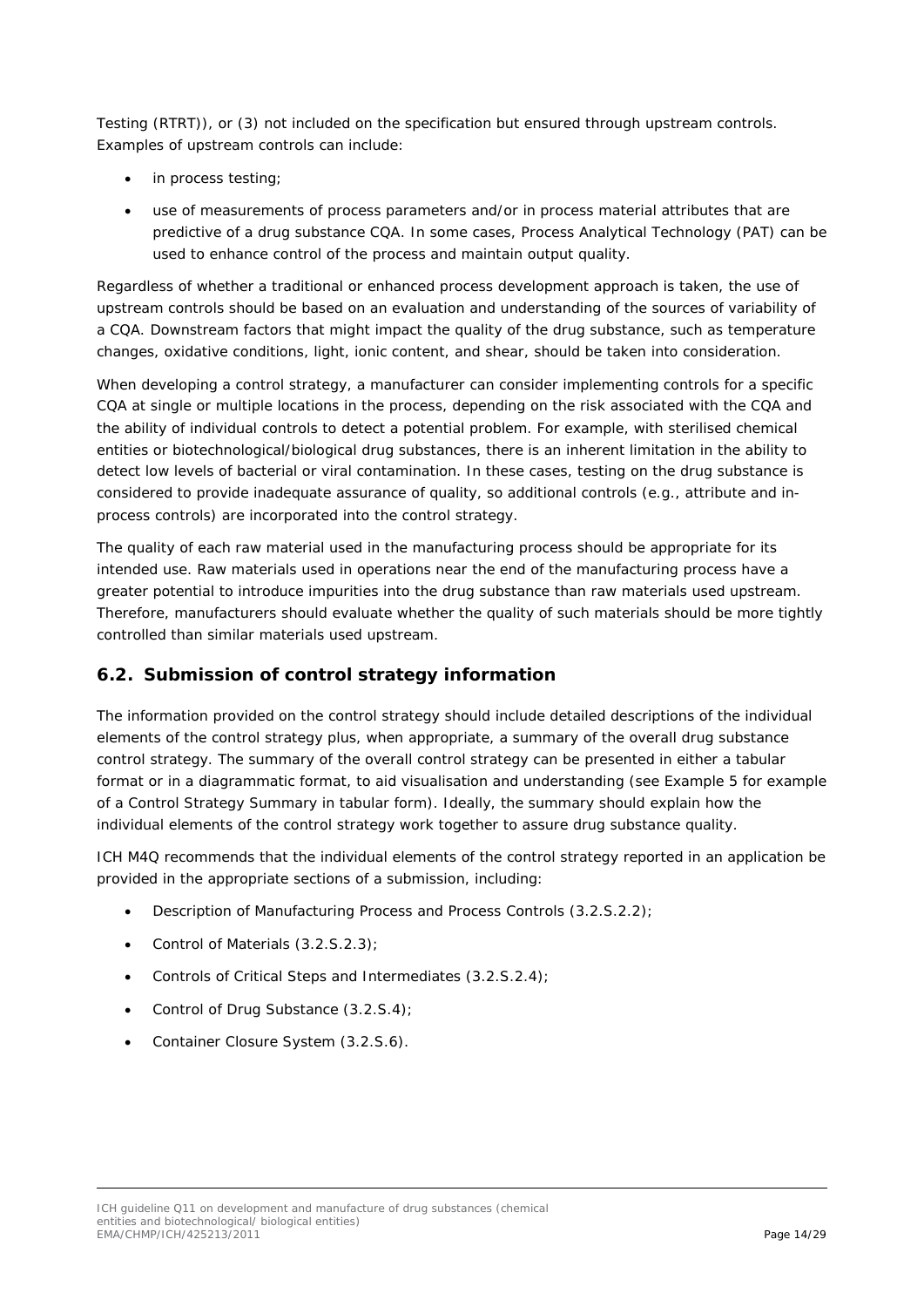Testing (RTRT)), or (3) not included on the specification but ensured through upstream controls. Examples of upstream controls can include:

- in process testing;
- use of measurements of process parameters and/or in process material attributes that are predictive of a drug substance CQA. In some cases, Process Analytical Technology (PAT) can be used to enhance control of the process and maintain output quality.

Regardless of whether a traditional or enhanced process development approach is taken, the use of upstream controls should be based on an evaluation and understanding of the sources of variability of a CQA. Downstream factors that might impact the quality of the drug substance, such as temperature changes, oxidative conditions, light, ionic content, and shear, should be taken into consideration.

When developing a control strategy, a manufacturer can consider implementing controls for a specific CQA at single or multiple locations in the process, depending on the risk associated with the CQA and the ability of individual controls to detect a potential problem. For example, with sterilised chemical entities or biotechnological/biological drug substances, there is an inherent limitation in the ability to detect low levels of bacterial or viral contamination. In these cases, testing on the drug substance is considered to provide inadequate assurance of quality, so additional controls (e.g., attribute and in-process controls) are incorporated into the control strategy.

The quality of each raw material used in the manufacturing process should be appropriate for its intended use. Raw materials used in operations near the end of the manufacturing process have a greater potential to introduce impurities into the drug substance than raw materials used upstream. Therefore, manufacturers should evaluate whether the quality of such materials should be more tightly controlled than similar materials used upstream.

## 6.2. Submission of control strategy information

The information provided on the control strategy should include detailed descriptions of the individual elements of the control strategy plus, when appropriate, a summary of the overall drug substance control strategy. The summary of the overall control strategy can be presented in either a tabular format or in a diagrammatic format, to aid visualisation and understanding (see Example 5 for example of a Control Strategy Summary in tabular form). Ideally, the summary should explain how the individual elements of the control strategy work together to assure drug substance quality.

ICH M4Q recommends that the individual elements of the control strategy reported in an application be provided in the appropriate sections of a submission, including:

- Description of Manufacturing Process and Process Controls (3.2.S.2.2);
- Control of Materials (3.2.S.2.3);
- Controls of Critical Steps and Intermediates (3.2.S.2.4);
- Control of Drug Substance (3.2.S.4);
- Container Closure System (3.2.S.6).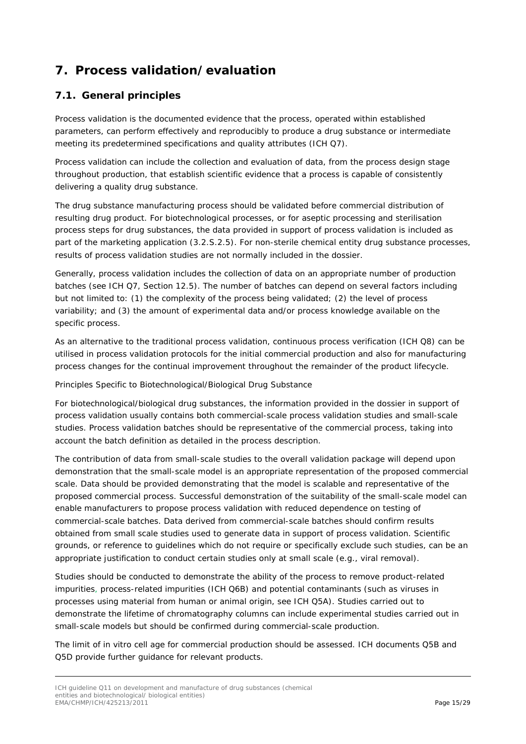# 7. Process validation/evaluation

## 7.1. General principles

Process validation is the documented evidence that the process, operated within established parameters, can perform effectively and reproducibly to produce a drug substance or intermediate meeting its predetermined specifications and quality attributes (ICH Q7).

Process validation can include the collection and evaluation of data, from the process design stage throughout production, that establish scientific evidence that a process is capable of consistently delivering a quality drug substance.

The drug substance manufacturing process should be validated before commercial distribution of resulting drug product. For biotechnological processes, or for aseptic processing and sterilisation process steps for drug substances, the data provided in support of process validation is included as part of the marketing application (3.2.S.2.5). For non-sterile chemical entity drug substance processes, results of process validation studies are not normally included in the dossier.

Generally, process validation includes the collection of data on an appropriate number of production batches (see ICH Q7, Section 12.5). The number of batches can depend on several factors including but not limited to: (1) the complexity of the process being validated; (2) the level of process variability; and (3) the amount of experimental data and/or process knowledge available on the specific process.

As an alternative to the traditional process validation, continuous process verification (ICH Q8) can be utilised in process validation protocols for the initial commercial production and also for manufacturing process changes for the continual improvement throughout the remainder of the product lifecycle.

Principles Specific to Biotechnological/Biological Drug Substance

For biotechnological/biological drug substances, the information provided in the dossier in support of process validation usually contains both commercial-scale process validation studies and small-scale studies. Process validation batches should be representative of the commercial process, taking into account the batch definition as detailed in the process description.

The contribution of data from small-scale studies to the overall validation package will depend upon demonstration that the small-scale model is an appropriate representation of the proposed commercial scale. Data should be provided demonstrating that the model is scalable and representative of the proposed commercial process. Successful demonstration of the suitability of the small-scale model can enable manufacturers to propose process validation with reduced dependence on testing of commercial-scale batches. Data derived from commercial-scale batches should confirm results obtained from small scale studies used to generate data in support of process validation. Scientific grounds, or reference to guidelines which do not require or specifically exclude such studies, can be an appropriate justification to conduct certain studies only at small scale (e.g., viral removal).

Studies should be conducted to demonstrate the ability of the process to remove product-related impurities, process-related impurities (ICH Q6B) and potential contaminants (such as viruses in processes using material from human or animal origin, see ICH Q5A). Studies carried out to demonstrate the lifetime of chromatography columns can include experimental studies carried out in small-scale models but should be confirmed during commercial-scale production.

The limit of in vitro cell age for commercial production should be assessed. ICH documents Q5B and Q5D provide further guidance for relevant products.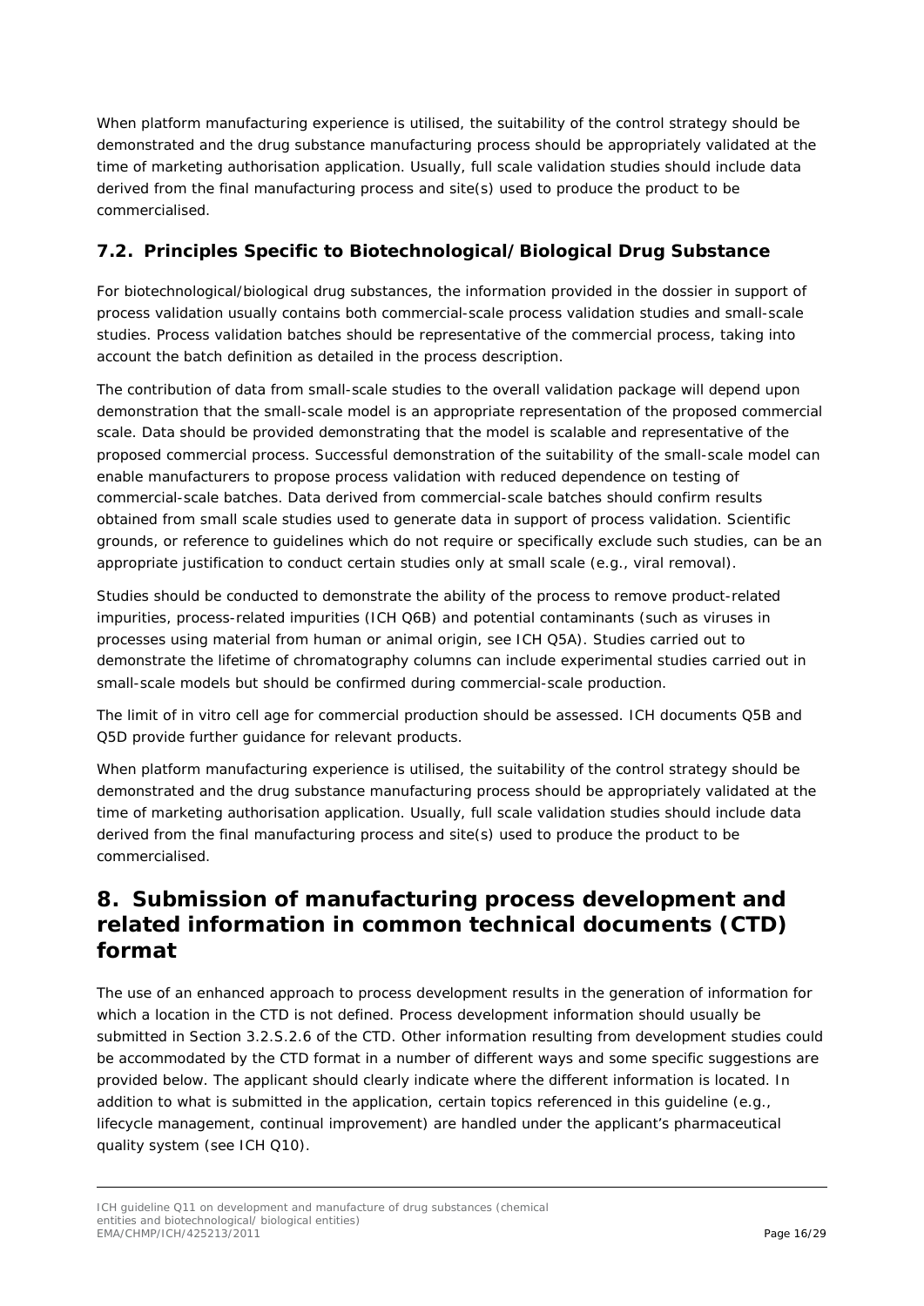When platform manufacturing experience is utilised, the suitability of the control strategy should be demonstrated and the drug substance manufacturing process should be appropriately validated at the time of marketing authorisation application. Usually, full scale validation studies should include data derived from the final manufacturing process and site(s) used to produce the product to be commercialised.

### 7.2. Principles Specific to Biotechnological/Biological Drug Substance

For biotechnological/biological drug substances, the information provided in the dossier in support of process validation usually contains both commercial-scale process validation studies and small-scale studies. Process validation batches should be representative of the commercial process, taking into account the batch definition as detailed in the process description.

The contribution of data from small-scale studies to the overall validation package will depend upon demonstration that the small-scale model is an appropriate representation of the proposed commercial scale. Data should be provided demonstrating that the model is scalable and representative of the proposed commercial process. Successful demonstration of the suitability of the small-scale model can enable manufacturers to propose process validation with reduced dependence on testing of commercial-scale batches. Data derived from commercial-scale batches should confirm results obtained from small scale studies used to generate data in support of process validation. Scientific grounds, or reference to guidelines which do not require or specifically exclude such studies, can be an appropriate justification to conduct certain studies only at small scale (e.g., viral removal).

Studies should be conducted to demonstrate the ability of the process to remove product-related impurities, process-related impurities (ICH Q6B) and potential contaminants (such as viruses in processes using material from human or animal origin, see ICH Q5A). Studies carried out to demonstrate the lifetime of chromatography columns can include experimental studies carried out in small-scale models but should be confirmed during commercial-scale production.

The limit of in vitro cell age for commercial production should be assessed. ICH documents Q5B and Q5D provide further guidance for relevant products.

When platform manufacturing experience is utilised, the suitability of the control strategy should be demonstrated and the drug substance manufacturing process should be appropriately validated at the time of marketing authorisation application. Usually, full scale validation studies should include data derived from the final manufacturing process and site(s) used to produce the product to be commercialised.

## 8. Submission of manufacturing process development and related information in common technical documents (CTD) format

The use of an enhanced approach to process development results in the generation of information for which a location in the CTD is not defined. Process development information should usually be submitted in Section 3.2.S.2.6 of the CTD. Other information resulting from development studies could be accommodated by the CTD format in a number of different ways and some specific suggestions are provided below. The applicant should clearly indicate where the different information is located. In addition to what is submitted in the application, certain topics referenced in this guideline (e.g., lifecycle management, continual improvement) are handled under the applicant's pharmaceutical quality system (see ICH Q10).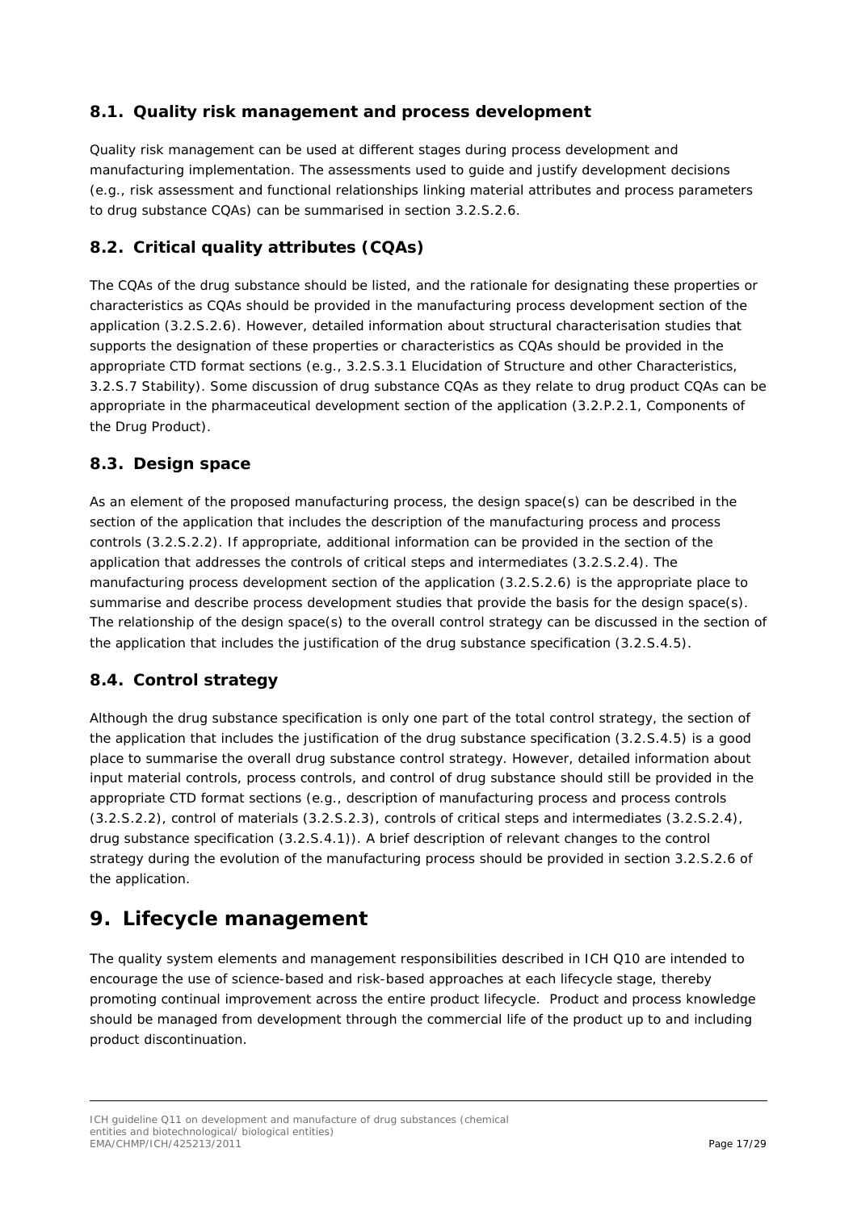### 8.1. Quality risk management and process development

Quality risk management can be used at different stages during process development and manufacturing implementation. The assessments used to guide and justify development decisions (e.g., risk assessment and functional relationships linking material attributes and process parameters to drug substance CQAs) can be summarised in section 3.2.S.2.6.

### 8.2. Critical quality attributes (CQAs)

The CQAs of the drug substance should be listed, and the rationale for designating these properties or characteristics as CQAs should be provided in the manufacturing process development section of the application (3.2.S.2.6). However, detailed information about structural characterisation studies that supports the designation of these properties or characteristics as CQAs should be provided in the appropriate CTD format sections (e.g., 3.2.S.3.1 Elucidation of Structure and other Characteristics, 3.2.S.7 Stability). Some discussion of drug substance CQAs as they relate to drug product CQAs can be appropriate in the pharmaceutical development section of the application (3.2.P.2.1, Components of the Drug Product).

### 8.3. Design space

As an element of the proposed manufacturing process, the design space(s) can be described in the section of the application that includes the description of the manufacturing process and process controls (3.2.S.2.2). If appropriate, additional information can be provided in the section of the application that addresses the controls of critical steps and intermediates (3.2.S.2.4). The manufacturing process development section of the application (3.2.S.2.6) is the appropriate place to summarise and describe process development studies that provide the basis for the design space(s). The relationship of the design space(s) to the overall control strategy can be discussed in the section of the application that includes the justification of the drug substance specification (3.2.S.4.5).

### 8.4. Control strategy

Although the drug substance specification is only one part of the total control strategy, the section of the application that includes the justification of the drug substance specification (3.2.S.4.5) is a good place to summarise the overall drug substance control strategy. However, detailed information about input material controls, process controls, and control of drug substance should still be provided in the appropriate CTD format sections (e.g., description of manufacturing process and process controls (3.2.S.2.2), control of materials (3.2.S.2.3), controls of critical steps and intermediates (3.2.S.2.4), drug substance specification (3.2.S.4.1)). A brief description of relevant changes to the control strategy during the evolution of the manufacturing process should be provided in section 3.2.S.2.6 of the application.

## 9. Lifecycle management

The quality system elements and management responsibilities described in ICH Q10 are intended to encourage the use of science-based and risk-based approaches at each lifecycle stage, thereby promoting continual improvement across the entire product lifecycle. Product and process knowledge should be managed from development through the commercial life of the product up to and including product discontinuation.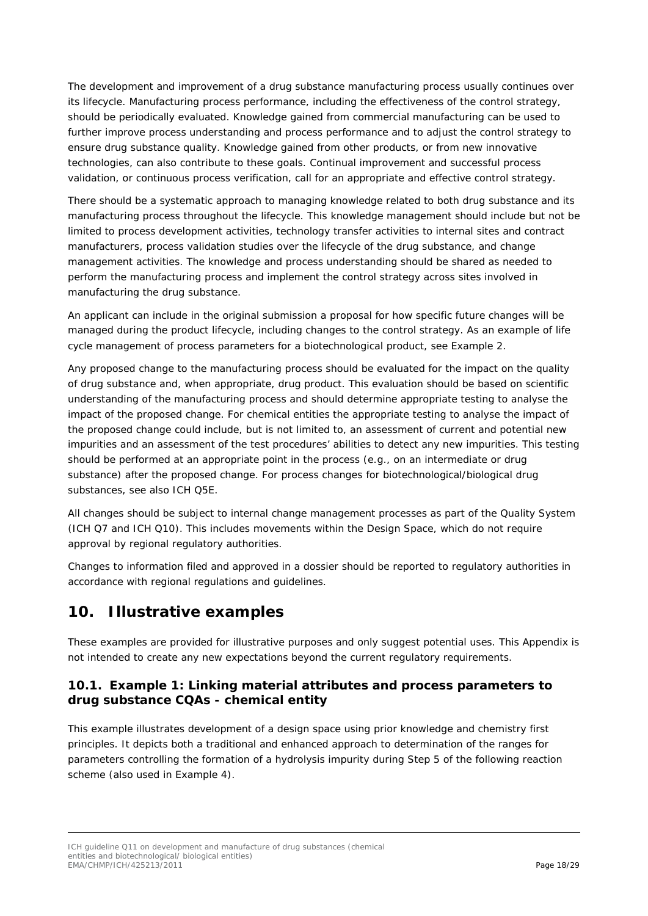The development and improvement of a drug substance manufacturing process usually continues over its lifecycle. Manufacturing process performance, including the effectiveness of the control strategy, should be periodically evaluated. Knowledge gained from commercial manufacturing can be used to further improve process understanding and process performance and to adjust the control strategy to ensure drug substance quality. Knowledge gained from other products, or from new innovative technologies, can also contribute to these goals. Continual improvement and successful process validation, or continuous process verification, call for an appropriate and effective control strategy.

There should be a systematic approach to managing knowledge related to both drug substance and its manufacturing process throughout the lifecycle. This knowledge management should include but not be limited to process development activities, technology transfer activities to internal sites and contract manufacturers, process validation studies over the lifecycle of the drug substance, and change management activities. The knowledge and process understanding should be shared as needed to perform the manufacturing process and implement the control strategy across sites involved in manufacturing the drug substance.

An applicant can include in the original submission a proposal for how specific future changes will be managed during the product lifecycle, including changes to the control strategy. As an example of life cycle management of process parameters for a biotechnological product, see Example 2.

Any proposed change to the manufacturing process should be evaluated for the impact on the quality of drug substance and, when appropriate, drug product. This evaluation should be based on scientific understanding of the manufacturing process and should determine appropriate testing to analyse the impact of the proposed change. For chemical entities the appropriate testing to analyse the impact of the proposed change could include, but is not limited to, an assessment of current and potential new impurities and an assessment of the test procedures' abilities to detect any new impurities. This testing should be performed at an appropriate point in the process (e.g., on an intermediate or drug substance) after the proposed change. For process changes for biotechnological/biological drug substances, see also ICH Q5E.

All changes should be subject to internal change management processes as part of the Quality System (ICH Q7 and ICH Q10). This includes movements within the Design Space, which do not require approval by regional regulatory authorities.

Changes to information filed and approved in a dossier should be reported to regulatory authorities in accordance with regional regulations and guidelines.

# 10. Illustrative examples

These examples are provided for illustrative purposes and only suggest potential uses. This Appendix is not intended to create any new expectations beyond the current regulatory requirements.

## 10.1. Example 1: Linking material attributes and process parameters to drug substance CQAs - chemical entity

This example illustrates development of a design space using prior knowledge and chemistry first principles. It depicts both a traditional and enhanced approach to determination of the ranges for parameters controlling the formation of a hydrolysis impurity during Step 5 of the following reaction scheme (also used in Example 4).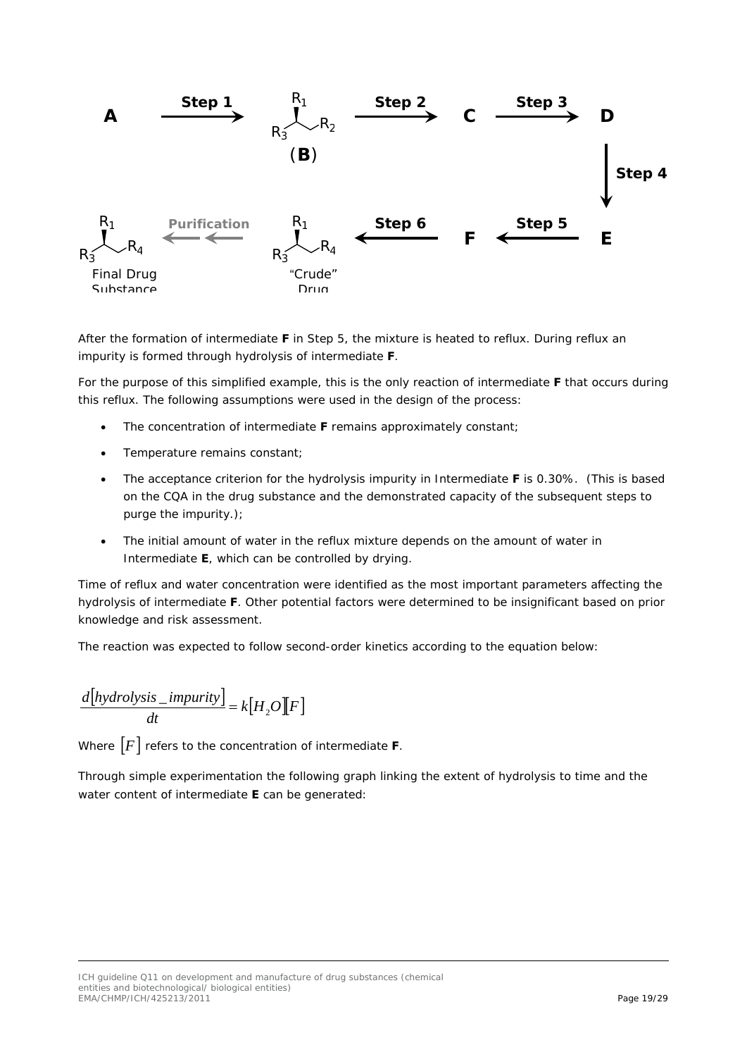After the formation of intermediate **F** in Step 5, the mixture is heated to reflux. During reflux an impurity is formed through hydrolysis of intermediate **F**.

For the purpose of this simplified example, this is the only reaction of intermediate **F** that occurs during this reflux. The following assumptions were used in the design of the process:

- The concentration of intermediate **F** remains approximately constant;
- Temperature remains constant;
- The acceptance criterion for the hydrolysis impurity in Intermediate **F** is 0.30%. (This is based on the CQA in the drug substance and the demonstrated capacity of the subsequent steps to purge the impurity.);
- The initial amount of water in the reflux mixture depends on the amount of water in Intermediate **E**, which can be controlled by drying.

Time of reflux and water concentration were identified as the most important parameters affecting the hydrolysis of intermediate **F**. Other potential factors were determined to be insignificant based on prior knowledge and risk assessment.

The reaction was expected to follow second-order kinetics according to the equation below:

$$\frac{d[hydrolysis\_impurity]}{dt} = k[H_2O][F]$$

Where $[F]$ refers to the concentration of intermediate **F**.

Through simple experimentation the following graph linking the extent of hydrolysis to time and the water content of intermediate **E** can be generated: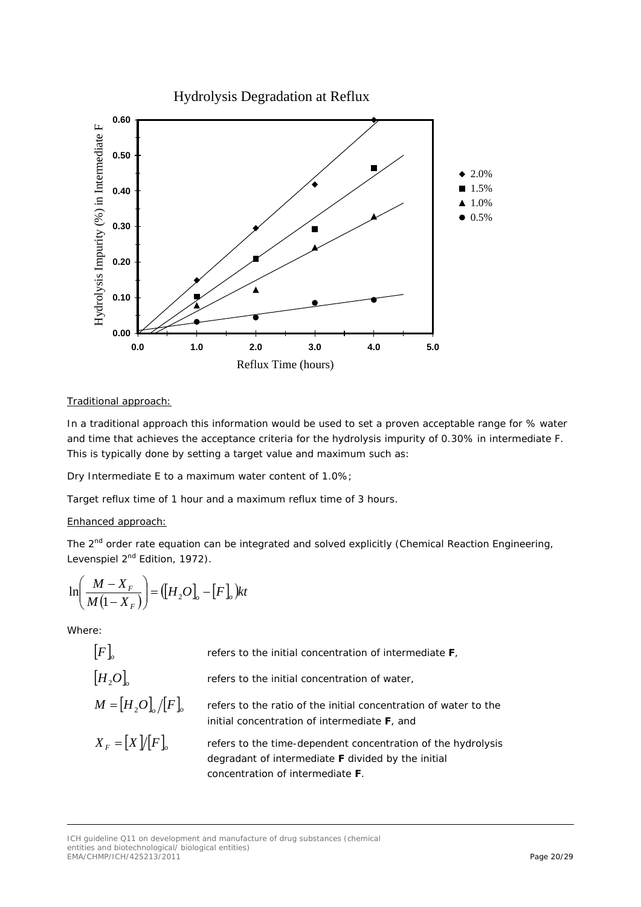Hydrolysis Degradation at Reflux

Traditional approach:

In a traditional approach this information would be used to set a proven acceptable range for % water and time that achieves the acceptance criteria for the hydrolysis impurity of 0.30% in intermediate F. This is typically done by setting a target value and maximum such as:

Dry Intermediate E to a maximum water content of 1.0%;

Target reflux time of 1 hour and a maximum reflux time of 3 hours.

Enhanced approach:

The 2nd order rate equation can be integrated and solved explicitly (Chemical Reaction Engineering, Levenspiel 2nd Edition, 1972).

$$\ln\left(\frac{M - X_F}{M(1 - X_F)}\right) = ([H_2O]_o - [F]_o)kt$$

Where:

| | |
|---|---|
| $[F]_o$ | refers to the initial concentration of intermediate **F**, |
| $[H_2O]_o$ | refers to the initial concentration of water, |
| $M = [H_2O]_o / [F]_o$ | refers to the ratio of the initial concentration of water to the initial concentration of intermediate **F**, and |
| $X_F = [X]/[F]_o$ | refers to the time-dependent concentration of the hydrolysis degradant of intermediate **F** divided by the initial concentration of intermediate **F**. |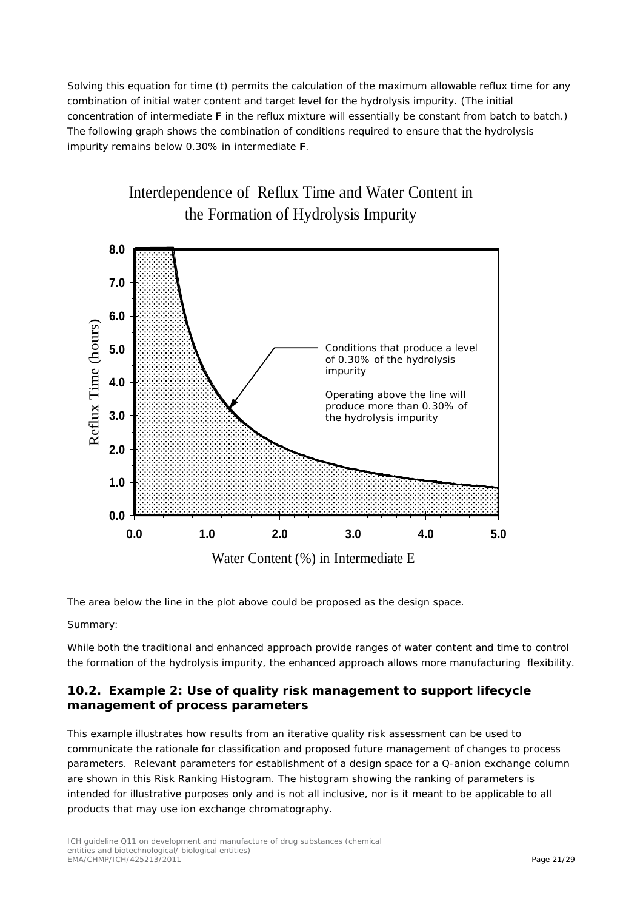Solving this equation for time (t) permits the calculation of the maximum allowable reflux time for any combination of initial water content and target level for the hydrolysis impurity. (The initial concentration of intermediate **F** in the reflux mixture will essentially be constant from batch to batch.) The following graph shows the combination of conditions required to ensure that the hydrolysis impurity remains below 0.30% in intermediate **F**.

Interdependence of Reflux Time and Water Content in the Formation of Hydrolysis Impurity

The area below the line in the plot above could be proposed as the design space.

Summary:

While both the traditional and enhanced approach provide ranges of water content and time to control the formation of the hydrolysis impurity, the enhanced approach allows more manufacturing flexibility.

### 10.2. Example 2: Use of quality risk management to support lifecycle management of process parameters

This example illustrates how results from an iterative quality risk assessment can be used to communicate the rationale for classification and proposed future management of changes to process parameters. Relevant parameters for establishment of a design space for a Q-anion exchange column are shown in this Risk Ranking Histogram. The histogram showing the ranking of parameters is intended for illustrative purposes only and is not all inclusive, nor is it meant to be applicable to all products that may use ion exchange chromatography.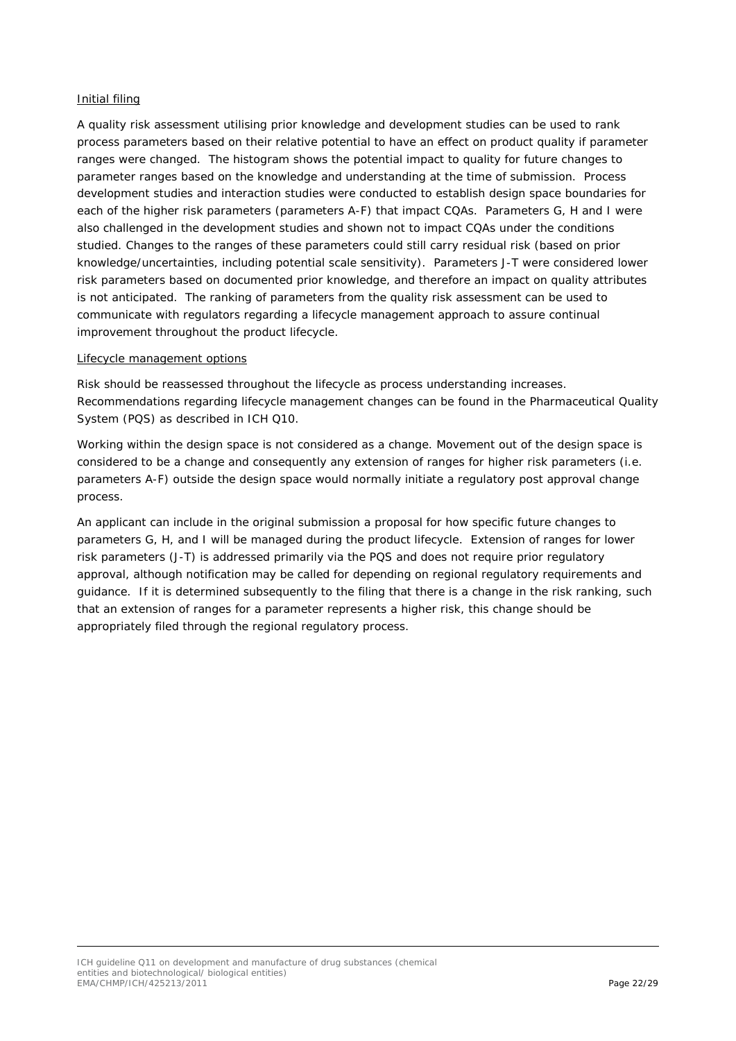Initial filing

A quality risk assessment utilising prior knowledge and development studies can be used to rank process parameters based on their relative potential to have an effect on product quality if parameter ranges were changed. The histogram shows the potential impact to quality for future changes to parameter ranges based on the knowledge and understanding at the time of submission. Process development studies and interaction studies were conducted to establish design space boundaries for each of the higher risk parameters (parameters A-F) that impact CQAs. Parameters G, H and I were also challenged in the development studies and shown not to impact CQAs under the conditions studied. Changes to the ranges of these parameters could still carry residual risk (based on prior knowledge/uncertainties, including potential scale sensitivity). Parameters J-T were considered lower risk parameters based on documented prior knowledge, and therefore an impact on quality attributes is not anticipated. The ranking of parameters from the quality risk assessment can be used to communicate with regulators regarding a lifecycle management approach to assure continual improvement throughout the product lifecycle.

Lifecycle management options

Risk should be reassessed throughout the lifecycle as process understanding increases. Recommendations regarding lifecycle management changes can be found in the Pharmaceutical Quality System (PQS) as described in ICH Q10.

Working within the design space is not considered as a change. Movement out of the design space is considered to be a change and consequently any extension of ranges for higher risk parameters (i.e. parameters A-F) outside the design space would normally initiate a regulatory post approval change process.

An applicant can include in the original submission a proposal for how specific future changes to parameters G, H, and I will be managed during the product lifecycle. Extension of ranges for lower risk parameters (J-T) is addressed primarily via the PQS and does not require prior regulatory approval, although notification may be called for depending on regional regulatory requirements and guidance. If it is determined subsequently to the filing that there is a change in the risk ranking, such that an extension of ranges for a parameter represents a higher risk, this change should be appropriately filed through the regional regulatory process.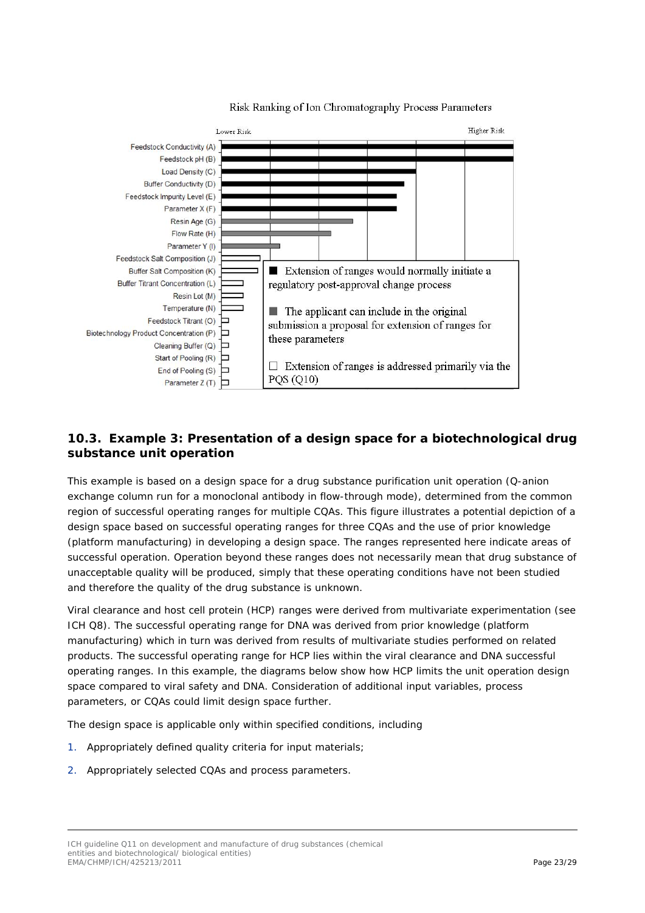Risk Ranking of Ion Chromatography Process Parameters

Lower Risk — Higher Risk

- Feedstock Conductivity (A)
- Feedstock pH (B)
- Load Density (C)
- Buffer Conductivity (D)
- Feedstock Impurity Level (E)
- Parameter X (F)
- Resin Age (G)
- Flow Rate (H)
- Parameter Y (I)
- Feedstock Salt Composition (J)
- Buffer Salt Composition (K)
- Buffer Titrant Concentration (L)
- Resin Lot (M)
- Temperature (N)
- Feedstock Titrant (O)
- Biotechnology Product Concentration (P)
- Cleaning Buffer (Q)
- Start of Pooling (R)
- End of Pooling (S)
- Parameter Z (T)

■ Extension of ranges would normally initiate a regulatory post-approval change process

■ The applicant can include in the original submission a proposal for extension of ranges for these parameters

□ Extension of ranges is addressed primarily via the PQS (Q10)

## 10.3. Example 3: Presentation of a design space for a biotechnological drug substance unit operation

This example is based on a design space for a drug substance purification unit operation (Q-anion exchange column run for a monoclonal antibody in flow-through mode), determined from the common region of successful operating ranges for multiple CQAs. This figure illustrates a potential depiction of a design space based on successful operating ranges for three CQAs and the use of prior knowledge (platform manufacturing) in developing a design space. The ranges represented here indicate areas of successful operation. Operation beyond these ranges does not necessarily mean that drug substance of unacceptable quality will be produced, simply that these operating conditions have not been studied and therefore the quality of the drug substance is unknown.

Viral clearance and host cell protein (HCP) ranges were derived from multivariate experimentation (see ICH Q8). The successful operating range for DNA was derived from prior knowledge (platform manufacturing) which in turn was derived from results of multivariate studies performed on related products. The successful operating range for HCP lies within the viral clearance and DNA successful operating ranges. In this example, the diagrams below show how HCP limits the unit operation design space compared to viral safety and DNA. Consideration of additional input variables, process parameters, or CQAs could limit design space further.

The design space is applicable only within specified conditions, including

1. Appropriately defined quality criteria for input materials;
2. Appropriately selected CQAs and process parameters.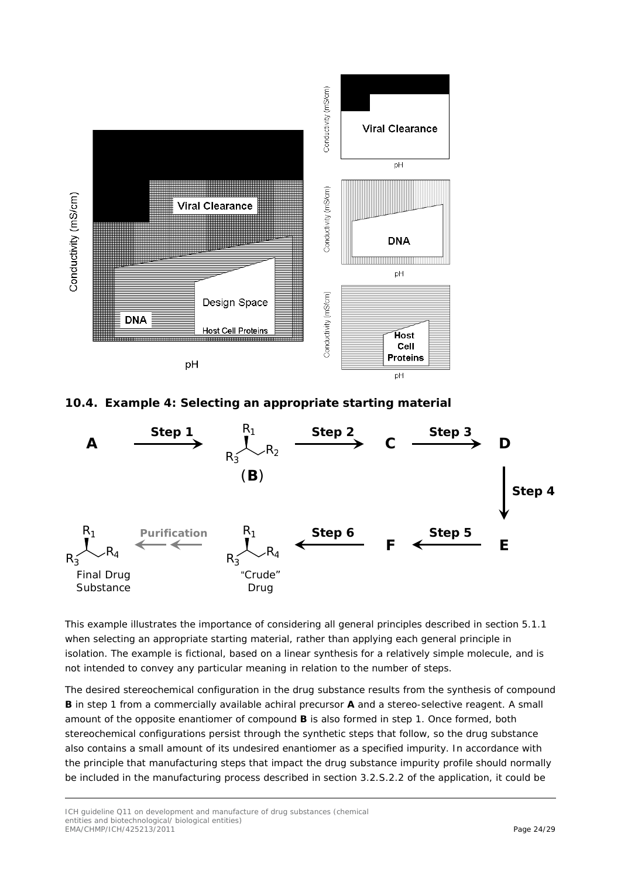## 10.4. Example 4: Selecting an appropriate starting material

This example illustrates the importance of considering all general principles described in section 5.1.1 when selecting an appropriate starting material, rather than applying each general principle in isolation. The example is fictional, based on a linear synthesis for a relatively simple molecule, and is not intended to convey any particular meaning in relation to the number of steps.

The desired stereochemical configuration in the drug substance results from the synthesis of compound **B** in step 1 from a commercially available achiral precursor **A** and a stereo-selective reagent. A small amount of the opposite enantiomer of compound **B** is also formed in step 1. Once formed, both stereochemical configurations persist through the synthetic steps that follow, so the drug substance also contains a small amount of its undesired enantiomer as a specified impurity. In accordance with the principle that manufacturing steps that impact the drug substance impurity profile should normally be included in the manufacturing process described in section 3.2.S.2.2 of the application, it could be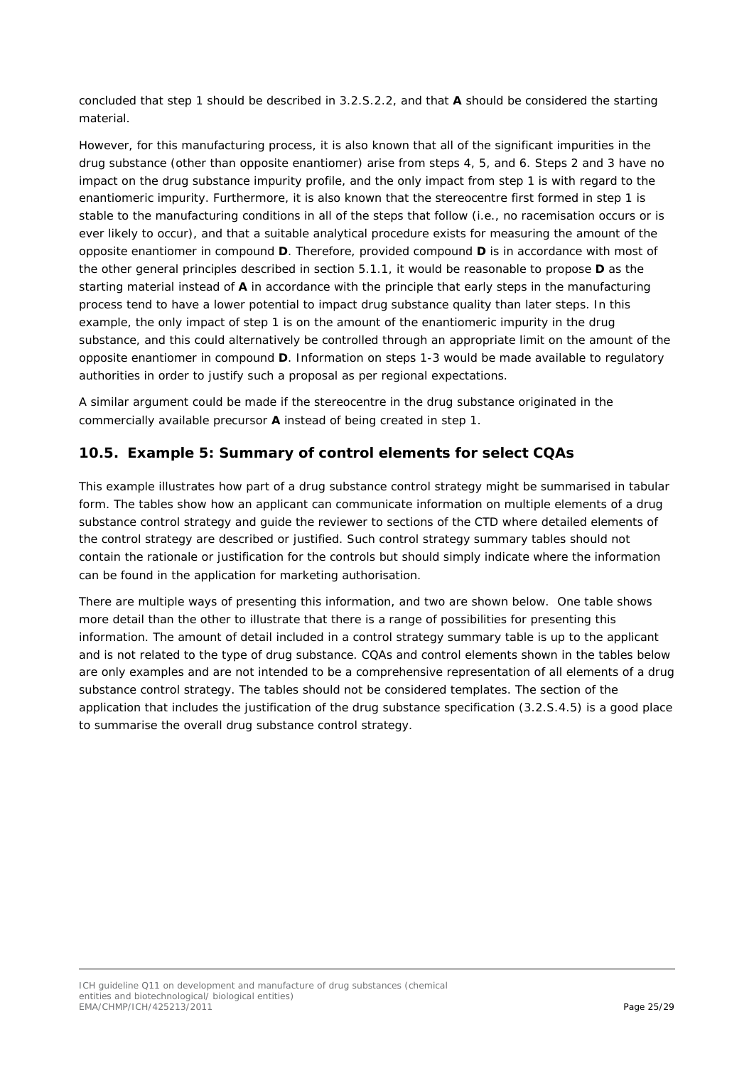concluded that step 1 should be described in 3.2.S.2.2, and that **A** should be considered the starting material.

However, for this manufacturing process, it is also known that all of the significant impurities in the drug substance (other than opposite enantiomer) arise from steps 4, 5, and 6. Steps 2 and 3 have no impact on the drug substance impurity profile, and the only impact from step 1 is with regard to the enantiomeric impurity. Furthermore, it is also known that the stereocentre first formed in step 1 is stable to the manufacturing conditions in all of the steps that follow (i.e., no racemisation occurs or is ever likely to occur), and that a suitable analytical procedure exists for measuring the amount of the opposite enantiomer in compound **D**. Therefore, provided compound **D** is in accordance with most of the other general principles described in section 5.1.1, it would be reasonable to propose **D** as the starting material instead of **A** in accordance with the principle that early steps in the manufacturing process tend to have a lower potential to impact drug substance quality than later steps. In this example, the only impact of step 1 is on the amount of the enantiomeric impurity in the drug substance, and this could alternatively be controlled through an appropriate limit on the amount of the opposite enantiomer in compound **D**. Information on steps 1-3 would be made available to regulatory authorities in order to justify such a proposal as per regional expectations.

A similar argument could be made if the stereocentre in the drug substance originated in the commercially available precursor **A** instead of being created in step 1.

## 10.5. Example 5: Summary of control elements for select CQAs

This example illustrates how part of a drug substance control strategy might be summarised in tabular form. The tables show how an applicant can communicate information on multiple elements of a drug substance control strategy and guide the reviewer to sections of the CTD where detailed elements of the control strategy are described or justified. Such control strategy summary tables should not contain the rationale or justification for the controls but should simply indicate where the information can be found in the application for marketing authorisation.

There are multiple ways of presenting this information, and two are shown below. One table shows more detail than the other to illustrate that there is a range of possibilities for presenting this information. The amount of detail included in a control strategy summary table is up to the applicant and is not related to the type of drug substance. CQAs and control elements shown in the tables below are only examples and are not intended to be a comprehensive representation of all elements of a drug substance control strategy. The tables should not be considered templates. The section of the application that includes the justification of the drug substance specification (3.2.S.4.5) is a good place to summarise the overall drug substance control strategy.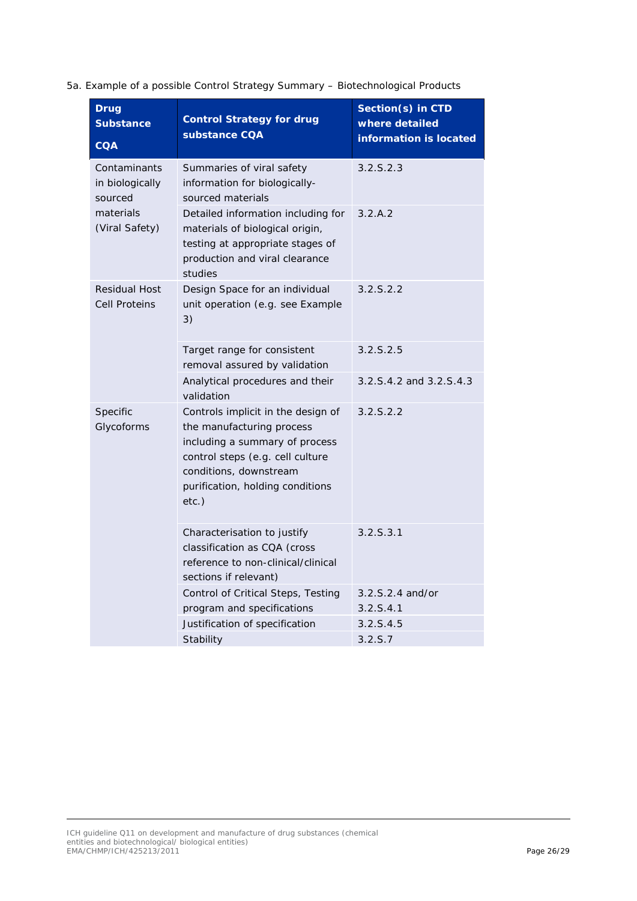5a. Example of a possible Control Strategy Summary – Biotechnological Products

| Drug Substance CQA | Control Strategy for drug substance CQA | Section(s) in CTD where detailed information is located |
|---|---|---|
| Contaminants in biologically sourced materials (Viral Safety) | Summaries of viral safety information for biologically-sourced materials | 3.2.S.2.3 |
| | Detailed information including for materials of biological origin, testing at appropriate stages of production and viral clearance studies | 3.2.A.2 |
| Residual Host Cell Proteins | Design Space for an individual unit operation (e.g. see Example 3) | 3.2.S.2.2 |
| | Target range for consistent removal assured by validation | 3.2.S.2.5 |
| | Analytical procedures and their validation | 3.2.S.4.2 and 3.2.S.4.3 |
| Specific Glycoforms | Controls implicit in the design of the manufacturing process including a summary of process control steps (e.g. cell culture conditions, downstream purification, holding conditions etc.) | 3.2.S.2.2 |
| | Characterisation to justify classification as CQA (cross reference to non-clinical/clinical sections if relevant) | 3.2.S.3.1 |
| | Control of Critical Steps, Testing program and specifications | 3.2.S.2.4 and/or 3.2.S.4.1 |
| | Justification of specification | 3.2.S.4.5 |
| | Stability | 3.2.S.7 |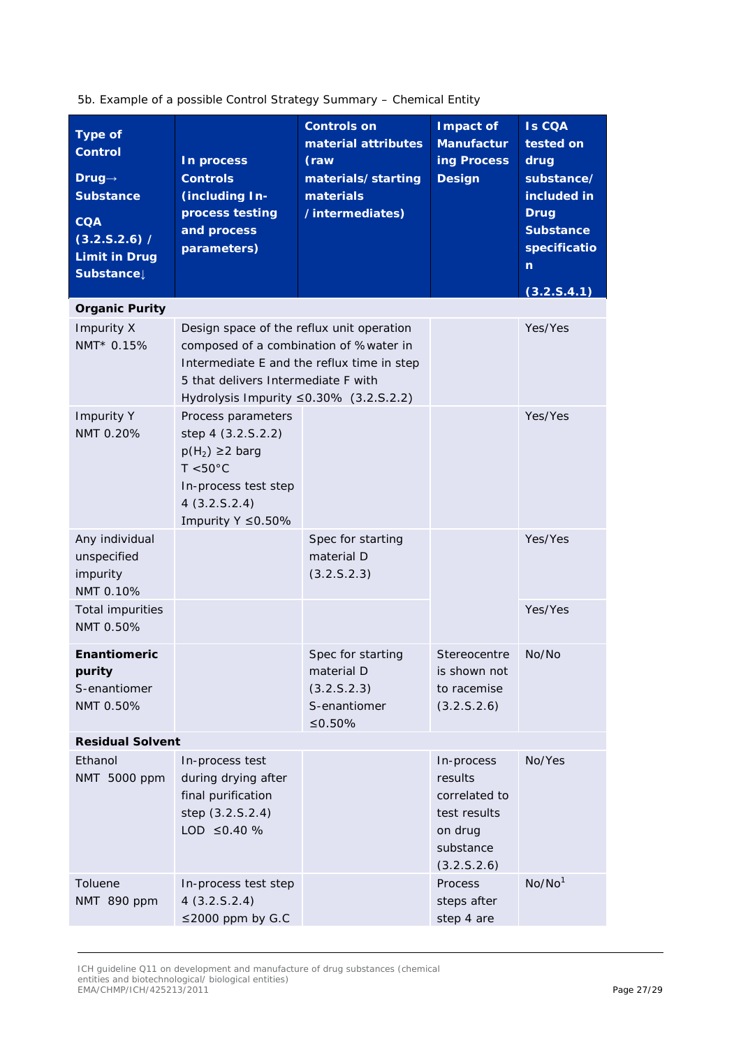5b. Example of a possible Control Strategy Summary – Chemical Entity

| Type of Control Drug→ Substance CQA (3.2.S.2.6) / Limit in Drug Substance↓ | In process Controls (including In-process testing and process parameters) | Controls on material attributes (raw materials/starting materials /intermediates) | Impact of Manufacturing Process Design | Is CQA tested on drug substance/ included in Drug Substance specification (3.2.S.4.1) |
|---|---|---|---|---|
| **Organic Purity** | | | | |
| Impurity X NMT* 0.15% | Design space of the reflux unit operation composed of a combination of %water in Intermediate E and the reflux time in step 5 that delivers Intermediate F with Hydrolysis Impurity ≤0.30% (3.2.S.2.2) | | | Yes/Yes |
| Impurity Y NMT 0.20% | Process parameters step 4 (3.2.S.2.2) $p(H_2)$ ≥2 barg T <50°C In-process test step 4 (3.2.S.2.4) Impurity Y ≤0.50% | | | Yes/Yes |
| Any individual unspecified impurity NMT 0.10% | | Spec for starting material D (3.2.S.2.3) | | Yes/Yes |
| Total impurities NMT 0.50% | | | | Yes/Yes |
| **Enantiomeric purity** S-enantiomer NMT 0.50% | | Spec for starting material D (3.2.S.2.3) S-enantiomer ≤0.50% | Stereocentre is shown not to racemise (3.2.S.2.6) | No/No |
| **Residual Solvent** | | | | |
| Ethanol NMT 5000 ppm | In-process test during drying after final purification step (3.2.S.2.4) LOD ≤0.40 % | | In-process results correlated to test results on drug substance (3.2.S.2.6) | No/Yes |
| Toluene NMT 890 ppm | In-process test step 4 (3.2.S.2.4) ≤2000 ppm by G.C | | Process steps after step 4 are | No/No[1] |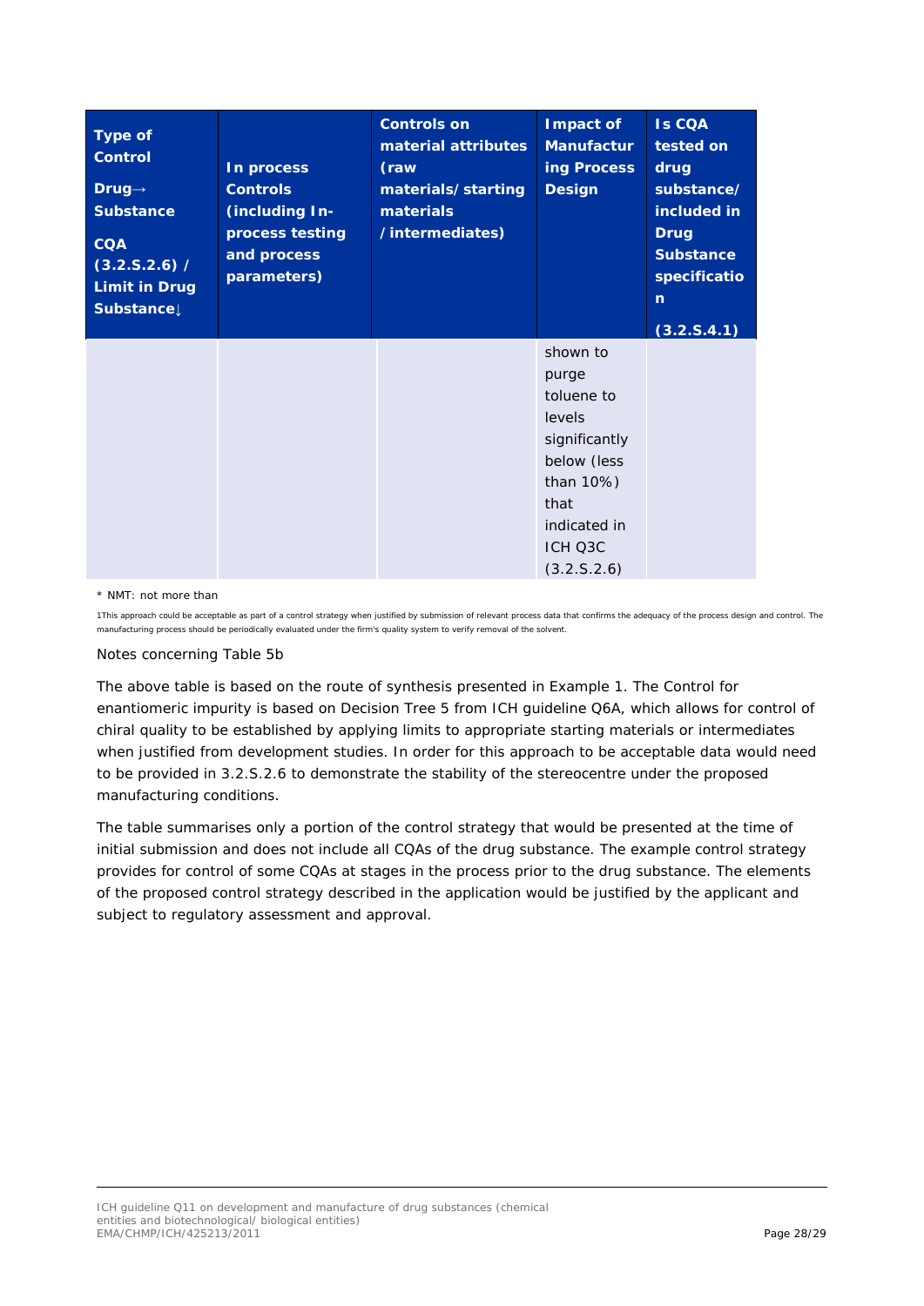| Type of Control Drug→ Substance CQA (3.2.S.2.6) / Limit in Drug Substance↓ | In process Controls (including In-process testing and process parameters) | Controls on material attributes (raw materials/starting materials /intermediates) | Impact of Manufacturing Process Design | Is CQA tested on drug substance/ included in Drug Substance specification (3.2.S.4.1) |
|---|---|---|---|---|
| | | | shown to purge toluene to levels significantly below (less than 10%) that indicated in ICH Q3C (3.2.S.2.6) | |

\* NMT: not more than

1This approach could be acceptable as part of a control strategy when justified by submission of relevant process data that confirms the adequacy of the process design and control. The manufacturing process should be periodically evaluated under the firm's quality system to verify removal of the solvent.

Notes concerning Table 5b

The above table is based on the route of synthesis presented in Example 1. The Control for enantiomeric impurity is based on Decision Tree 5 from ICH guideline Q6A, which allows for control of chiral quality to be established by applying limits to appropriate starting materials or intermediates when justified from development studies. In order for this approach to be acceptable data would need to be provided in 3.2.S.2.6 to demonstrate the stability of the stereocentre under the proposed manufacturing conditions.

The table summarises only a portion of the control strategy that would be presented at the time of initial submission and does not include all CQAs of the drug substance. The example control strategy provides for control of some CQAs at stages in the process prior to the drug substance. The elements of the proposed control strategy described in the application would be justified by the applicant and subject to regulatory assessment and approval.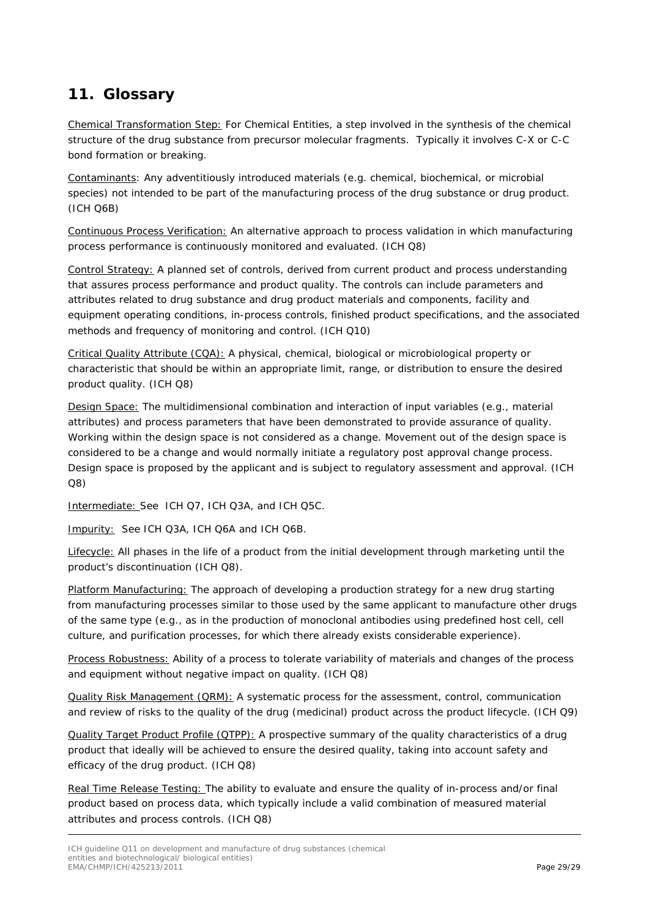## 11. Glossary

Chemical Transformation Step: For Chemical Entities, a step involved in the synthesis of the chemical structure of the drug substance from precursor molecular fragments. Typically it involves C-X or C-C bond formation or breaking.

Contaminants: Any adventitiously introduced materials (e.g. chemical, biochemical, or microbial species) not intended to be part of the manufacturing process of the drug substance or drug product. (ICH Q6B)

Continuous Process Verification: An alternative approach to process validation in which manufacturing process performance is continuously monitored and evaluated. (ICH Q8)

Control Strategy: A planned set of controls, derived from current product and process understanding that assures process performance and product quality. The controls can include parameters and attributes related to drug substance and drug product materials and components, facility and equipment operating conditions, in-process controls, finished product specifications, and the associated methods and frequency of monitoring and control. (ICH Q10)

Critical Quality Attribute (CQA): A physical, chemical, biological or microbiological property or characteristic that should be within an appropriate limit, range, or distribution to ensure the desired product quality. (ICH Q8)

Design Space: The multidimensional combination and interaction of input variables (e.g., material attributes) and process parameters that have been demonstrated to provide assurance of quality. Working within the design space is not considered as a change. Movement out of the design space is considered to be a change and would normally initiate a regulatory post approval change process. Design space is proposed by the applicant and is subject to regulatory assessment and approval. (ICH Q8)

Intermediate: See ICH Q7, ICH Q3A, and ICH Q5C.

Impurity: See ICH Q3A, ICH Q6A and ICH Q6B.

Lifecycle: All phases in the life of a product from the initial development through marketing until the product's discontinuation (ICH Q8).

Platform Manufacturing: The approach of developing a production strategy for a new drug starting from manufacturing processes similar to those used by the same applicant to manufacture other drugs of the same type (e.g., as in the production of monoclonal antibodies using predefined host cell, cell culture, and purification processes, for which there already exists considerable experience).

Process Robustness: Ability of a process to tolerate variability of materials and changes of the process and equipment without negative impact on quality. (ICH Q8)

Quality Risk Management (QRM): A systematic process for the assessment, control, communication and review of risks to the quality of the drug (medicinal) product across the product lifecycle. (ICH Q9)

Quality Target Product Profile (QTPP): A prospective summary of the quality characteristics of a drug product that ideally will be achieved to ensure the desired quality, taking into account safety and efficacy of the drug product. (ICH Q8)

Real Time Release Testing: The ability to evaluate and ensure the quality of in-process and/or final product based on process data, which typically include a valid combination of measured material attributes and process controls. (ICH Q8)